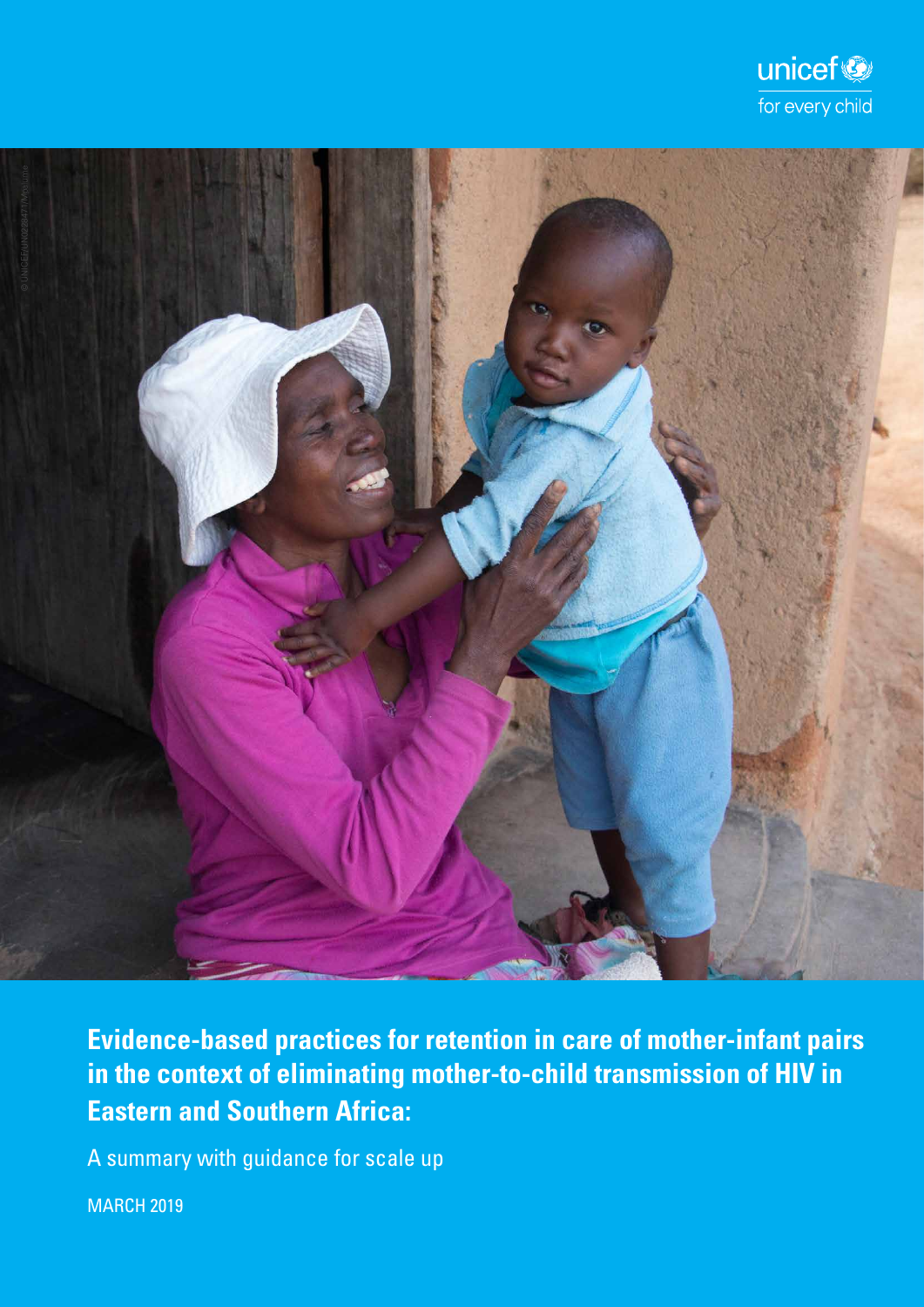unicef for every child

# Evidence-based practices for retention in care of mother-infant pairs in the context of eliminating mother-to-child transmission of HIV in Eastern and Southern Africa:

A summary with guidance for scale up

MARCH 2019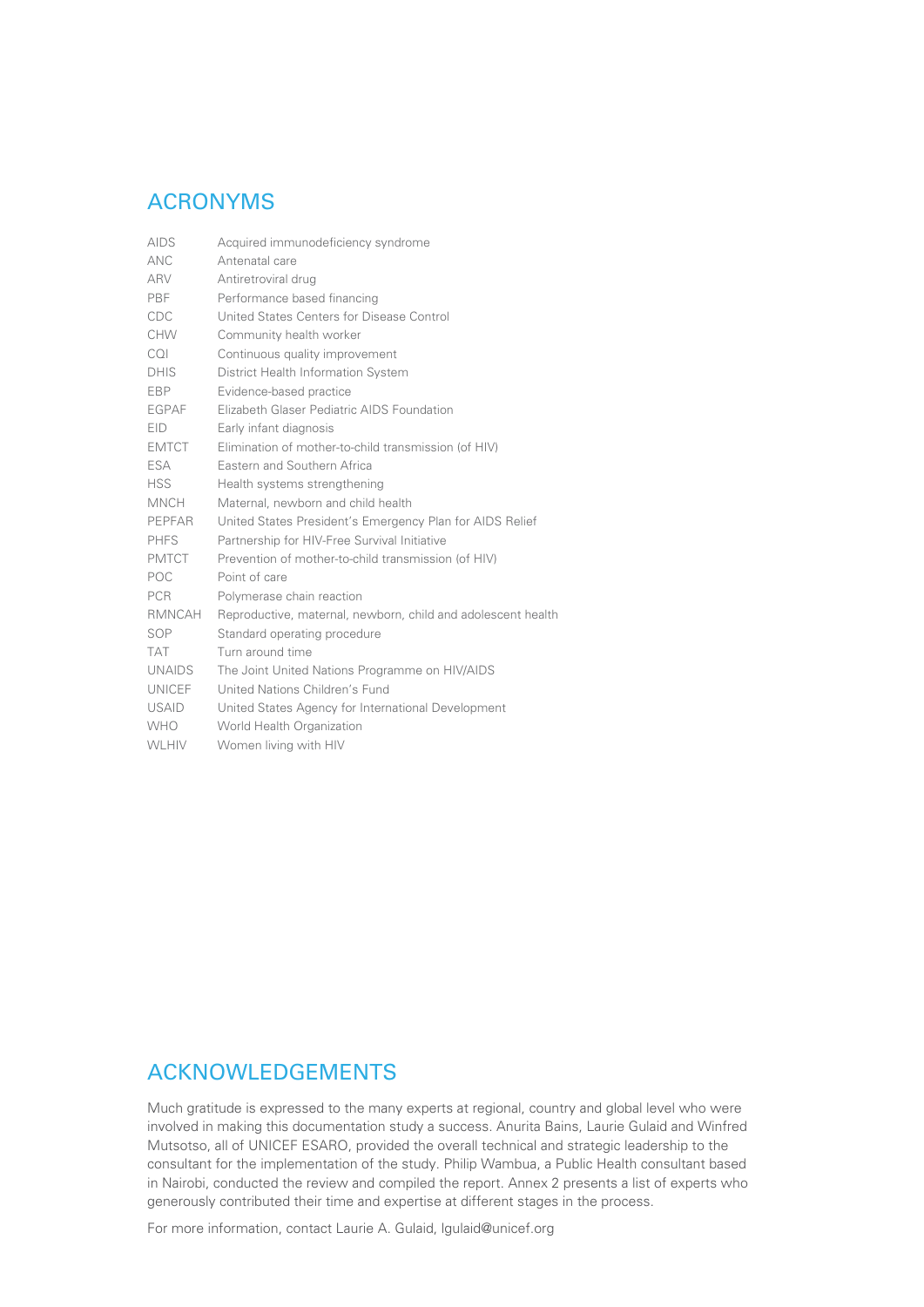## ACRONYMS

| | |
|---|---|
| AIDS | Acquired immunodeficiency syndrome |
| ANC | Antenatal care |
| ARV | Antiretroviral drug |
| PBF | Performance based financing |
| CDC | United States Centers for Disease Control |
| CHW | Community health worker |
| CQI | Continuous quality improvement |
| DHIS | District Health Information System |
| EBP | Evidence-based practice |
| EGPAF | Elizabeth Glaser Pediatric AIDS Foundation |
| EID | Early infant diagnosis |
| EMTCT | Elimination of mother-to-child transmission (of HIV) |
| ESA | Eastern and Southern Africa |
| HSS | Health systems strengthening |
| MNCH | Maternal, newborn and child health |
| PEPFAR | United States President's Emergency Plan for AIDS Relief |
| PHFS | Partnership for HIV-Free Survival Initiative |
| PMTCT | Prevention of mother-to-child transmission (of HIV) |
| POC | Point of care |
| PCR | Polymerase chain reaction |
| RMNCAH | Reproductive, maternal, newborn, child and adolescent health |
| SOP | Standard operating procedure |
| TAT | Turn around time |
| UNAIDS | The Joint United Nations Programme on HIV/AIDS |
| UNICEF | United Nations Children's Fund |
| USAID | United States Agency for International Development |
| WHO | World Health Organization |
| WLHIV | Women living with HIV |

## ACKNOWLEDGEMENTS

Much gratitude is expressed to the many experts at regional, country and global level who were involved in making this documentation study a success. Anurita Bains, Laurie Gulaid and Winfred Mutsotso, all of UNICEF ESARO, provided the overall technical and strategic leadership to the consultant for the implementation of the study. Philip Wambua, a Public Health consultant based in Nairobi, conducted the review and compiled the report. Annex 2 presents a list of experts who generously contributed their time and expertise at different stages in the process.

For more information, contact Laurie A. Gulaid, lgulaid@unicef.org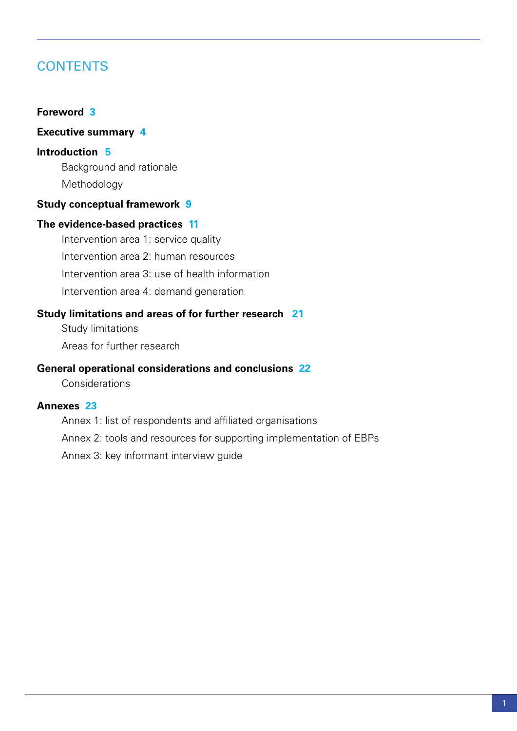# CONTENTS

**Foreword** 3

**Executive summary** 4

**Introduction** 5

- Background and rationale
- Methodology

**Study conceptual framework** 9

**The evidence-based practices** 11

- Intervention area 1: service quality
- Intervention area 2: human resources
- Intervention area 3: use of health information
- Intervention area 4: demand generation

**Study limitations and areas of for further research** 21

- Study limitations
- Areas for further research

**General operational considerations and conclusions** 22

- Considerations

**Annexes** 23

- Annex 1: list of respondents and affiliated organisations
- Annex 2: tools and resources for supporting implementation of EBPs
- Annex 3: key informant interview guide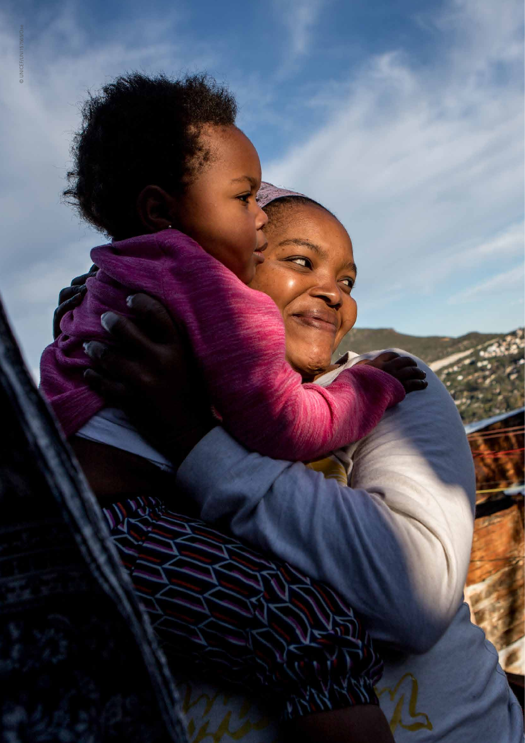© UNICEF/UN157565/Oe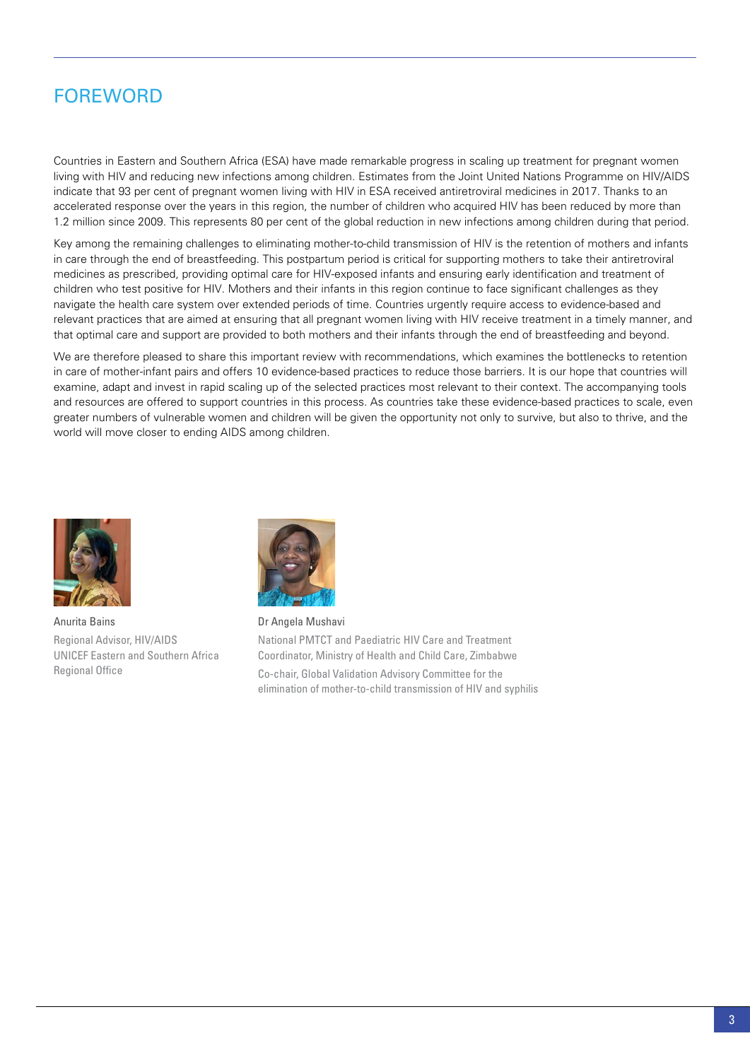# FOREWORD

Countries in Eastern and Southern Africa (ESA) have made remarkable progress in scaling up treatment for pregnant women living with HIV and reducing new infections among children. Estimates from the Joint United Nations Programme on HIV/AIDS indicate that 93 per cent of pregnant women living with HIV in ESA received antiretroviral medicines in 2017. Thanks to an accelerated response over the years in this region, the number of children who acquired HIV has been reduced by more than 1.2 million since 2009. This represents 80 per cent of the global reduction in new infections among children during that period.

Key among the remaining challenges to eliminating mother-to-child transmission of HIV is the retention of mothers and infants in care through the end of breastfeeding. This postpartum period is critical for supporting mothers to take their antiretroviral medicines as prescribed, providing optimal care for HIV-exposed infants and ensuring early identification and treatment of children who test positive for HIV. Mothers and their infants in this region continue to face significant challenges as they navigate the health care system over extended periods of time. Countries urgently require access to evidence-based and relevant practices that are aimed at ensuring that all pregnant women living with HIV receive treatment in a timely manner, and that optimal care and support are provided to both mothers and their infants through the end of breastfeeding and beyond.

We are therefore pleased to share this important review with recommendations, which examines the bottlenecks to retention in care of mother-infant pairs and offers 10 evidence-based practices to reduce those barriers. It is our hope that countries will examine, adapt and invest in rapid scaling up of the selected practices most relevant to their context. The accompanying tools and resources are offered to support countries in this process. As countries take these evidence-based practices to scale, even greater numbers of vulnerable women and children will be given the opportunity not only to survive, but also to thrive, and the world will move closer to ending AIDS among children.

Anurita Bains
Regional Advisor, HIV/AIDS
UNICEF Eastern and Southern Africa Regional Office

Dr Angela Mushavi
National PMTCT and Paediatric HIV Care and Treatment Coordinator, Ministry of Health and Child Care, Zimbabwe
Co-chair, Global Validation Advisory Committee for the elimination of mother-to-child transmission of HIV and syphilis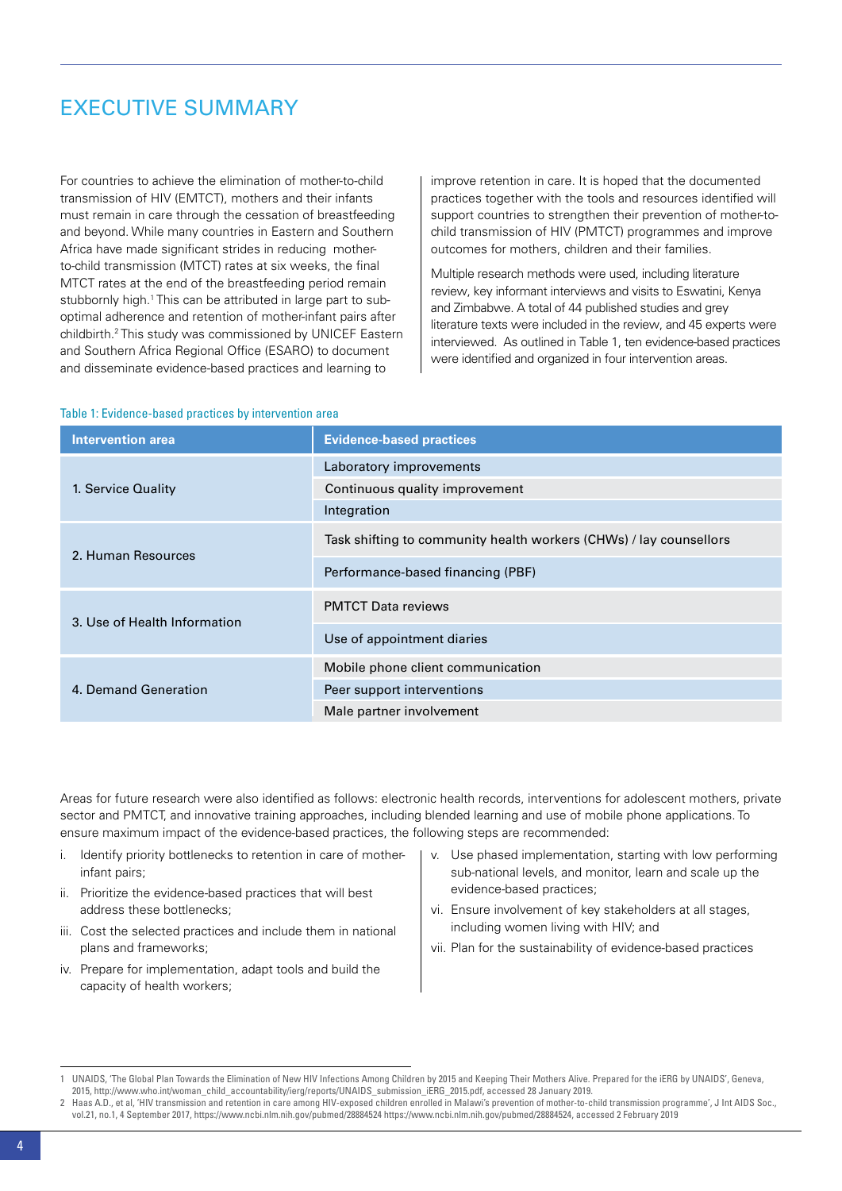# EXECUTIVE SUMMARY

For countries to achieve the elimination of mother-to-child transmission of HIV (EMTCT), mothers and their infants must remain in care through the cessation of breastfeeding and beyond. While many countries in Eastern and Southern Africa have made significant strides in reducing mother-to-child transmission (MTCT) rates at six weeks, the final MTCT rates at the end of the breastfeeding period remain stubbornly high.[1] This can be attributed in large part to sub-optimal adherence and retention of mother-infant pairs after childbirth.[2] This study was commissioned by UNICEF Eastern and Southern Africa Regional Office (ESARO) to document and disseminate evidence-based practices and learning to improve retention in care. It is hoped that the documented practices together with the tools and resources identified will support countries to strengthen their prevention of mother-to-child transmission of HIV (PMTCT) programmes and improve outcomes for mothers, children and their families.

Multiple research methods were used, including literature review, key informant interviews and visits to Eswatini, Kenya and Zimbabwe. A total of 44 published studies and grey literature texts were included in the review, and 45 experts were interviewed. As outlined in Table 1, ten evidence-based practices were identified and organized in four intervention areas.

Table 1: Evidence-based practices by intervention area

| Intervention area | Evidence-based practices |
|---|---|
| 1. Service Quality | Laboratory improvements |
| | Continuous quality improvement |
| | Integration |
| 2. Human Resources | Task shifting to community health workers (CHWs) / lay counsellors |
| | Performance-based financing (PBF) |
| 3. Use of Health Information | PMTCT Data reviews |
| | Use of appointment diaries |
| 4. Demand Generation | Mobile phone client communication |
| | Peer support interventions |
| | Male partner involvement |

Areas for future research were also identified as follows: electronic health records, interventions for adolescent mothers, private sector and PMTCT, and innovative training approaches, including blended learning and use of mobile phone applications. To ensure maximum impact of the evidence-based practices, the following steps are recommended:

i. Identify priority bottlenecks to retention in care of mother-infant pairs;
ii. Prioritize the evidence-based practices that will best address these bottlenecks;
iii. Cost the selected practices and include them in national plans and frameworks;
iv. Prepare for implementation, adapt tools and build the capacity of health workers;
v. Use phased implementation, starting with low performing sub-national levels, and monitor, learn and scale up the evidence-based practices;
vi. Ensure involvement of key stakeholders at all stages, including women living with HIV; and
vii. Plan for the sustainability of evidence-based practices

1 UNAIDS, 'The Global Plan Towards the Elimination of New HIV Infections Among Children by 2015 and Keeping Their Mothers Alive. Prepared for the iERG by UNAIDS', Geneva, 2015, http://www.who.int/woman_child_accountability/ierg/reports/UNAIDS_submission_iERG_2015.pdf, accessed 28 January 2019.

2 Haas A.D., et al, 'HIV transmission and retention in care among HIV-exposed children enrolled in Malawi's prevention of mother-to-child transmission programme', J Int AIDS Soc., vol.21, no.1, 4 September 2017, https://www.ncbi.nlm.nih.gov/pubmed/28884524 https://www.ncbi.nlm.nih.gov/pubmed/28884524, accessed 2 February 2019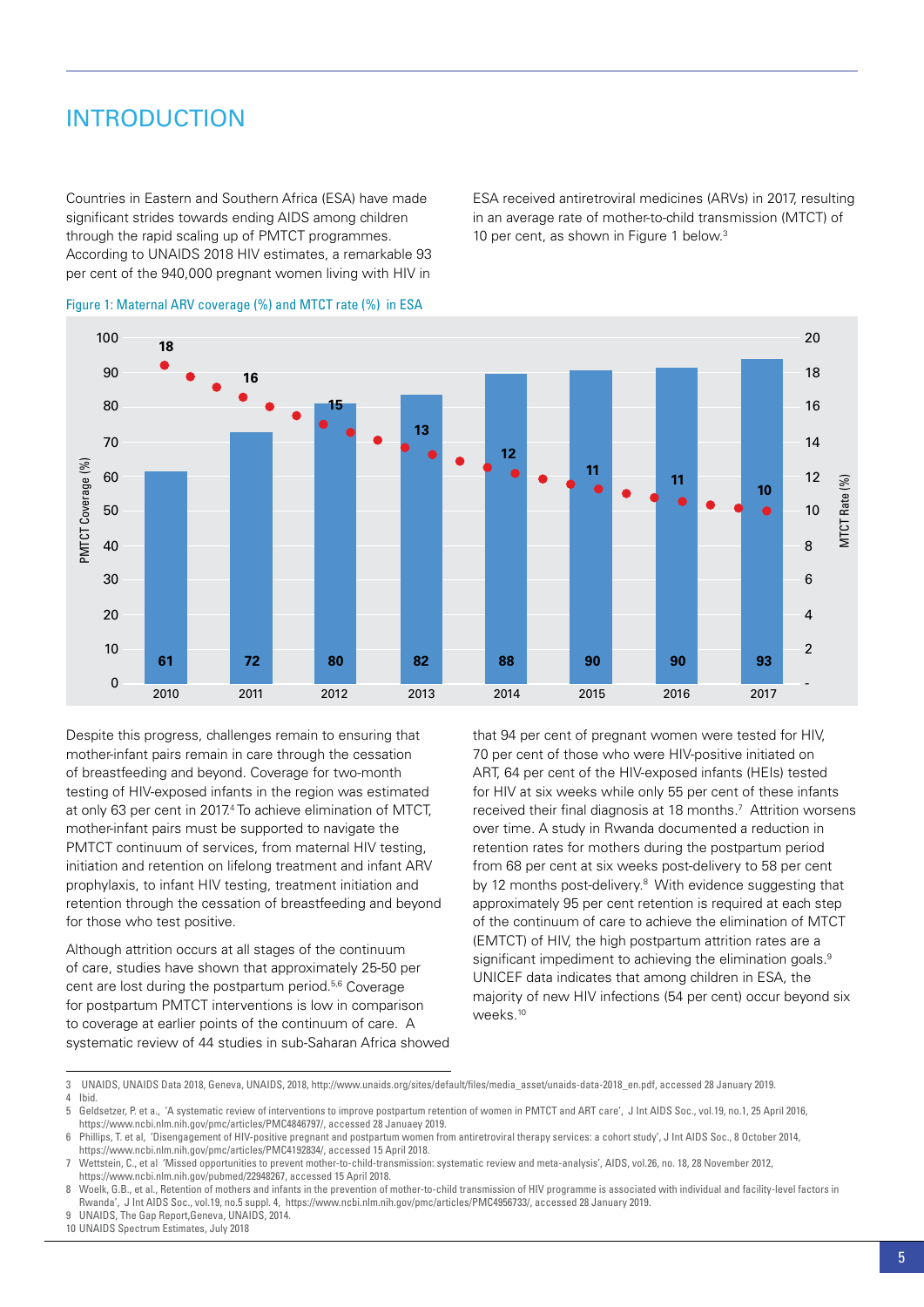# INTRODUCTION

Countries in Eastern and Southern Africa (ESA) have made significant strides towards ending AIDS among children through the rapid scaling up of PMTCT programmes. According to UNAIDS 2018 HIV estimates, a remarkable 93 per cent of the 940,000 pregnant women living with HIV in ESA received antiretroviral medicines (ARVs) in 2017, resulting in an average rate of mother-to-child transmission (MTCT) of 10 per cent, as shown in Figure 1 below.[3]

Figure 1: Maternal ARV coverage (%) and MTCT rate (%) in ESA

| Year | PMTCT Coverage (%) | MTCT Rate (%) |
|---|---|---|
| 2010 | 61 | 18 |
| 2011 | 72 | 16 |
| 2012 | 80 | 15 |
| 2013 | 82 | 13 |
| 2014 | 88 | 12 |
| 2015 | 90 | 11 |
| 2016 | 90 | 11 |
| 2017 | 93 | 10 |

Despite this progress, challenges remain to ensuring that mother-infant pairs remain in care through the cessation of breastfeeding and beyond. Coverage for two-month testing of HIV-exposed infants in the region was estimated at only 63 per cent in 2017.[4] To achieve elimination of MTCT, mother-infant pairs must be supported to navigate the PMTCT continuum of services, from maternal HIV testing, initiation and retention on lifelong treatment and infant ARV prophylaxis, to infant HIV testing, treatment initiation and retention through the cessation of breastfeeding and beyond for those who test positive.

Although attrition occurs at all stages of the continuum of care, studies have shown that approximately 25-50 per cent are lost during the postpartum period.[5,6] Coverage for postpartum PMTCT interventions is low in comparison to coverage at earlier points of the continuum of care. A systematic review of 44 studies in sub-Saharan Africa showed that 94 per cent of pregnant women were tested for HIV, 70 per cent of those who were HIV-positive initiated on ART, 64 per cent of the HIV-exposed infants (HEIs) tested for HIV at six weeks while only 55 per cent of these infants received their final diagnosis at 18 months.[7] Attrition worsens over time. A study in Rwanda documented a reduction in retention rates for mothers during the postpartum period from 68 per cent at six weeks post-delivery to 58 per cent by 12 months post-delivery.[8] With evidence suggesting that approximately 95 per cent retention is required at each step of the continuum of care to achieve the elimination of MTCT (EMTCT) of HIV, the high postpartum attrition rates are a significant impediment to achieving the elimination goals.[9] UNICEF data indicates that among children in ESA, the majority of new HIV infections (54 per cent) occur beyond six weeks.[10]

---

3 UNAIDS, UNAIDS Data 2018, Geneva, UNAIDS, 2018, http://www.unaids.org/sites/default/files/media_asset/unaids-data-2018_en.pdf, accessed 28 January 2019.
4 Ibid.
5 Geldsetzer, P. et a., 'A systematic review of interventions to improve postpartum retention of women in PMTCT and ART care', J Int AIDS Soc., vol.19, no.1, 25 April 2016, https://www.ncbi.nlm.nih.gov/pmc/articles/PMC4846797/, accessed 28 Januaey 2019.
6 Phillips, T. et al, 'Disengagement of HIV-positive pregnant and postpartum women from antiretroviral therapy services: a cohort study', J Int AIDS Soc., 8 October 2014, https://www.ncbi.nlm.nih.gov/pmc/articles/PMC4192834/, accessed 15 April 2018.
7 Wettstein, C., et al 'Missed opportunities to prevent mother-to-child-transmission: systematic review and meta-analysis', AIDS, vol.26, no. 18, 28 November 2012, https://www.ncbi.nlm.nih.gov/pubmed/22948267, accessed 15 April 2018.
8 Woelk, G.B., et al., Retention of mothers and infants in the prevention of mother-to-child transmission of HIV programme is associated with individual and facility-level factors in Rwanda', J Int AIDS Soc., vol.19, no.5 suppl. 4, https://www.ncbi.nlm.nih.gov/pmc/articles/PMC4956733/, accessed 28 January 2019.
9 UNAIDS, The Gap Report,Geneva, UNAIDS, 2014.
10 UNAIDS Spectrum Estimates, July 2018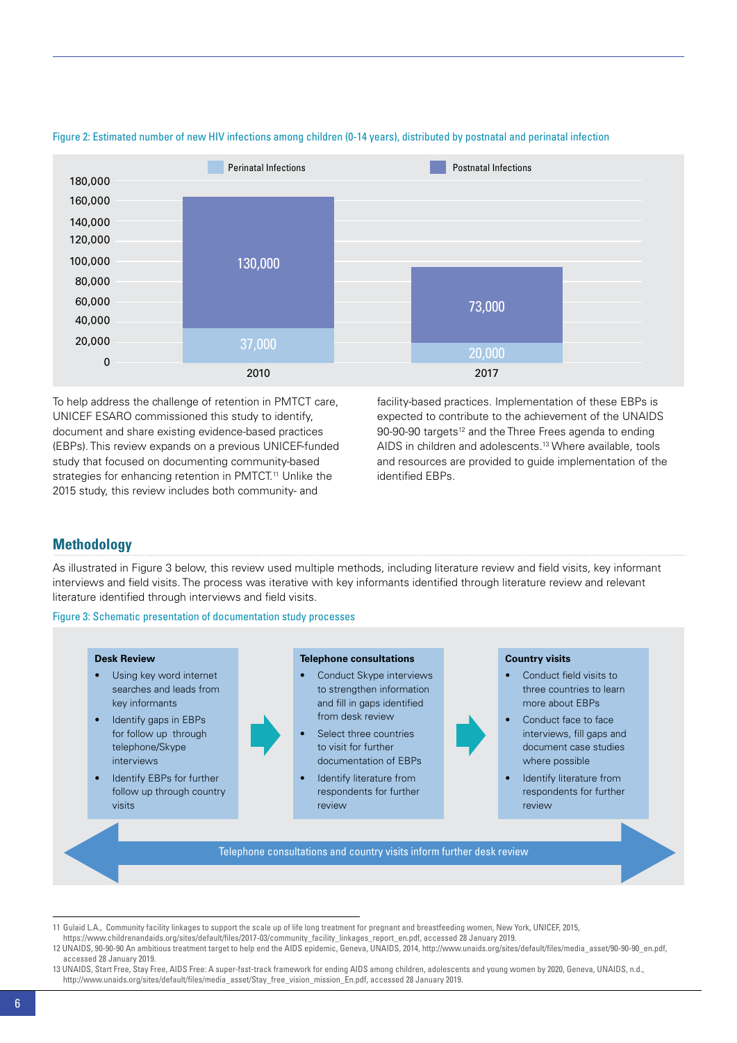Figure 2: Estimated number of new HIV infections among children (0-14 years), distributed by postnatal and perinatal infection

| Year | Perinatal Infections | Postnatal Infections |
|---|---|---|
| 2010 | 37,000 | 130,000 |
| 2017 | 20,000 | 73,000 |

To help address the challenge of retention in PMTCT care, UNICEF ESARO commissioned this study to identify, document and share existing evidence-based practices (EBPs). This review expands on a previous UNICEF-funded study that focused on documenting community-based strategies for enhancing retention in PMTCT.[11] Unlike the 2015 study, this review includes both community- and facility-based practices. Implementation of these EBPs is expected to contribute to the achievement of the UNAIDS 90-90-90 targets[12] and the Three Frees agenda to ending AIDS in children and adolescents.[13] Where available, tools and resources are provided to guide implementation of the identified EBPs.

## Methodology

As illustrated in Figure 3 below, this review used multiple methods, including literature review and field visits, key informant interviews and field visits. The process was iterative with key informants identified through literature review and relevant literature identified through interviews and field visits.

Figure 3: Schematic presentation of documentation study processes

**Desk Review**

- Using key word internet searches and leads from key informants
- Identify gaps in EBPs for follow up through telephone/Skype interviews
- Identify EBPs for further follow up through country visits

**Telephone consultations**

- Conduct Skype interviews to strengthen information and fill in gaps identified from desk review
- Select three countries to visit for further documentation of EBPs
- Identify literature from respondents for further review

**Country visits**

- Conduct field visits to three countries to learn more about EBPs
- Conduct face to face interviews, fill gaps and document case studies where possible
- Identify literature from respondents for further review

Telephone consultations and country visits inform further desk review

11 Gulaid L.A., Community facility linkages to support the scale up of life long treatment for pregnant and breastfeeding women, New York, UNICEF, 2015, https://www.childrenandaids.org/sites/default/files/2017-03/community_facility_linkages_report_en.pdf, accessed 28 January 2019.

12 UNAIDS, 90-90-90 An ambitious treatment target to help end the AIDS epidemic, Geneva, UNAIDS, 2014, http://www.unaids.org/sites/default/files/media_asset/90-90-90_en.pdf, accessed 28 January 2019.

13 UNAIDS, Start Free, Stay Free, AIDS Free: A super-fast-track framework for ending AIDS among children, adolescents and young women by 2020, Geneva, UNAIDS, n.d., http://www.unaids.org/sites/default/files/media_asset/Stay_free_vision_mission_En.pdf, accessed 28 January 2019.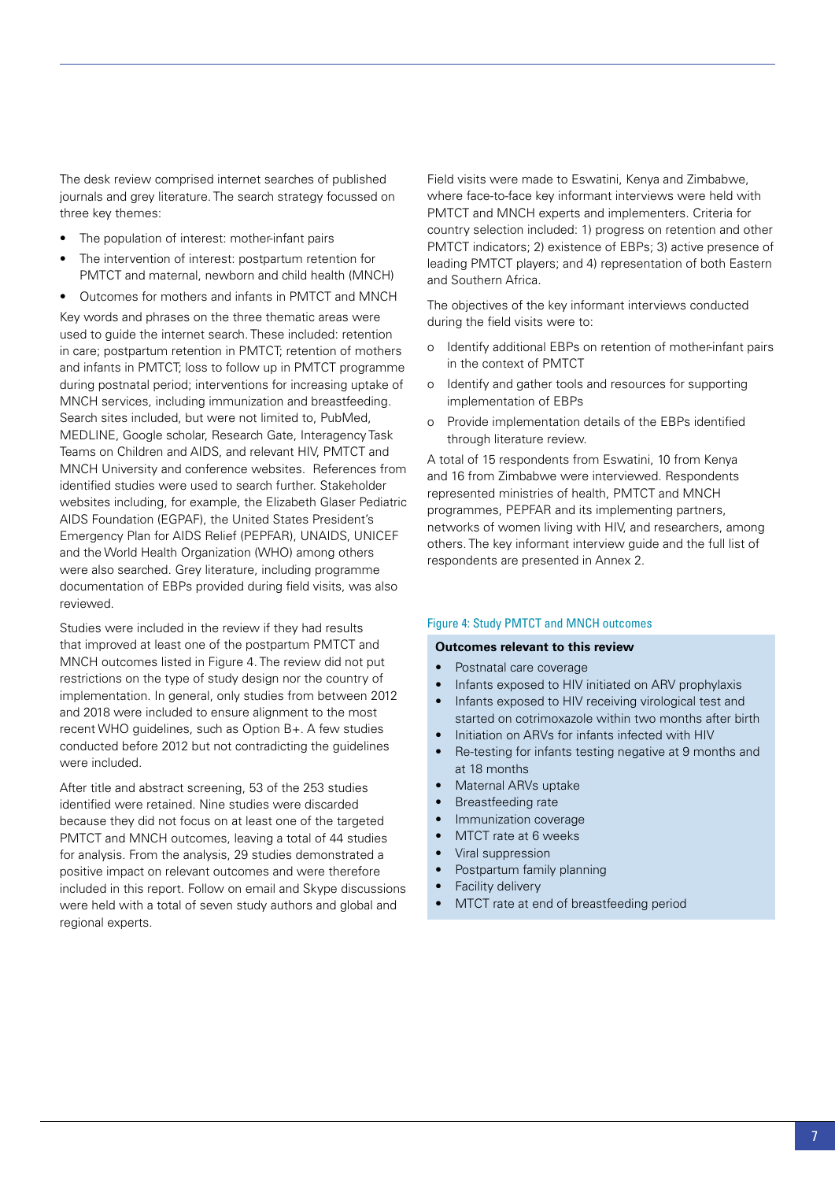The desk review comprised internet searches of published journals and grey literature. The search strategy focussed on three key themes:

- The population of interest: mother-infant pairs
- The intervention of interest: postpartum retention for PMTCT and maternal, newborn and child health (MNCH)
- Outcomes for mothers and infants in PMTCT and MNCH

Key words and phrases on the three thematic areas were used to guide the internet search. These included: retention in care; postpartum retention in PMTCT; retention of mothers and infants in PMTCT; loss to follow up in PMTCT programme during postnatal period; interventions for increasing uptake of MNCH services, including immunization and breastfeeding. Search sites included, but were not limited to, PubMed, MEDLINE, Google scholar, Research Gate, Interagency Task Teams on Children and AIDS, and relevant HIV, PMTCT and MNCH University and conference websites. References from identified studies were used to search further. Stakeholder websites including, for example, the Elizabeth Glaser Pediatric AIDS Foundation (EGPAF), the United States President's Emergency Plan for AIDS Relief (PEPFAR), UNAIDS, UNICEF and the World Health Organization (WHO) among others were also searched. Grey literature, including programme documentation of EBPs provided during field visits, was also reviewed.

Studies were included in the review if they had results that improved at least one of the postpartum PMTCT and MNCH outcomes listed in Figure 4. The review did not put restrictions on the type of study design nor the country of implementation. In general, only studies from between 2012 and 2018 were included to ensure alignment to the most recent WHO guidelines, such as Option B+. A few studies conducted before 2012 but not contradicting the guidelines were included.

After title and abstract screening, 53 of the 253 studies identified were retained. Nine studies were discarded because they did not focus on at least one of the targeted PMTCT and MNCH outcomes, leaving a total of 44 studies for analysis. From the analysis, 29 studies demonstrated a positive impact on relevant outcomes and were therefore included in this report. Follow on email and Skype discussions were held with a total of seven study authors and global and regional experts.

Field visits were made to Eswatini, Kenya and Zimbabwe, where face-to-face key informant interviews were held with PMTCT and MNCH experts and implementers. Criteria for country selection included: 1) progress on retention and other PMTCT indicators; 2) existence of EBPs; 3) active presence of leading PMTCT players; and 4) representation of both Eastern and Southern Africa.

The objectives of the key informant interviews conducted during the field visits were to:

- Identify additional EBPs on retention of mother-infant pairs in the context of PMTCT
- Identify and gather tools and resources for supporting implementation of EBPs
- Provide implementation details of the EBPs identified through literature review.

A total of 15 respondents from Eswatini, 10 from Kenya and 16 from Zimbabwe were interviewed. Respondents represented ministries of health, PMTCT and MNCH programmes, PEPFAR and its implementing partners, networks of women living with HIV, and researchers, among others. The key informant interview guide and the full list of respondents are presented in Annex 2.

Figure 4: Study PMTCT and MNCH outcomes

**Outcomes relevant to this review**

- Postnatal care coverage
- Infants exposed to HIV initiated on ARV prophylaxis
- Infants exposed to HIV receiving virological test and started on cotrimoxazole within two months after birth
- Initiation on ARVs for infants testing infected with HIV
- Re-testing for infants testing negative at 9 months and at 18 months
- Maternal ARVs uptake
- Breastfeeding rate
- Immunization coverage
- MTCT rate at 6 weeks
- Viral suppression
- Postpartum family planning
- Facility delivery
- MTCT rate at end of breastfeeding period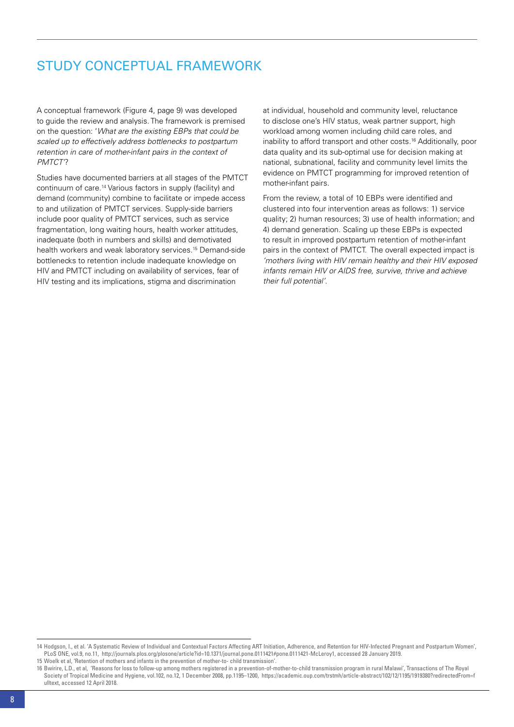# STUDY CONCEPTUAL FRAMEWORK

A conceptual framework (Figure 4, page 9) was developed to guide the review and analysis. The framework is premised on the question: '*What are the existing EBPs that could be scaled up to effectively address bottlenecks to postpartum retention in care of mother-infant pairs in the context of PMTCT*'?

Studies have documented barriers at all stages of the PMTCT continuum of care.[14] Various factors in supply (facility) and demand (community) combine to facilitate or impede access to and utilization of PMTCT services. Supply-side barriers include poor quality of PMTCT services, such as service fragmentation, long waiting hours, health worker attitudes, inadequate (both in numbers and skills) and demotivated health workers and weak laboratory services.[15] Demand-side bottlenecks to retention include inadequate knowledge on HIV and PMTCT including on availability of services, fear of HIV testing and its implications, stigma and discrimination at individual, household and community level, reluctance to disclose one's HIV status, weak partner support, high workload among women including child care roles, and inability to afford transport and other costs.[16] Additionally, poor data quality and its sub-optimal use for decision making at national, subnational, facility and community level limits the evidence on PMTCT programming for improved retention of mother-infant pairs.

From the review, a total of 10 EBPs were identified and clustered into four intervention areas as follows: 1) service quality; 2) human resources; 3) use of health information; and 4) demand generation. Scaling up these EBPs is expected to result in improved postpartum retention of mother-infant pairs in the context of PMTCT. The overall expected impact is *'mothers living with HIV remain healthy and their HIV exposed infants remain HIV or AIDS free, survive, thrive and achieve their full potential'*.

---

14 Hodgson, I., et al. 'A Systematic Review of Individual and Contextual Factors Affecting ART Initiation, Adherence, and Retention for HIV-Infected Pregnant and Postpartum Women', PLoS ONE, vol.9, no.11, http://journals.plos.org/plosone/article?id=10.1371/journal.pone.0111421#pone.0111421-McLeroy1, accessed 28 January 2019.

15 Woelk et al, 'Retention of mothers and infants in the prevention of mother-to- child transmission'.

16 Bwirire, L.D., et al, 'Reasons for loss to follow-up among mothers registered in a prevention-of-mother-to-child transmission program in rural Malawi', Transactions of The Royal Society of Tropical Medicine and Hygiene, vol.102, no.12, 1 December 2008, pp.1195–1200, https://academic.oup.com/trstmh/article-abstract/102/12/1195/1919380?redirectedFrom=fulltext, accessed 12 April 2018.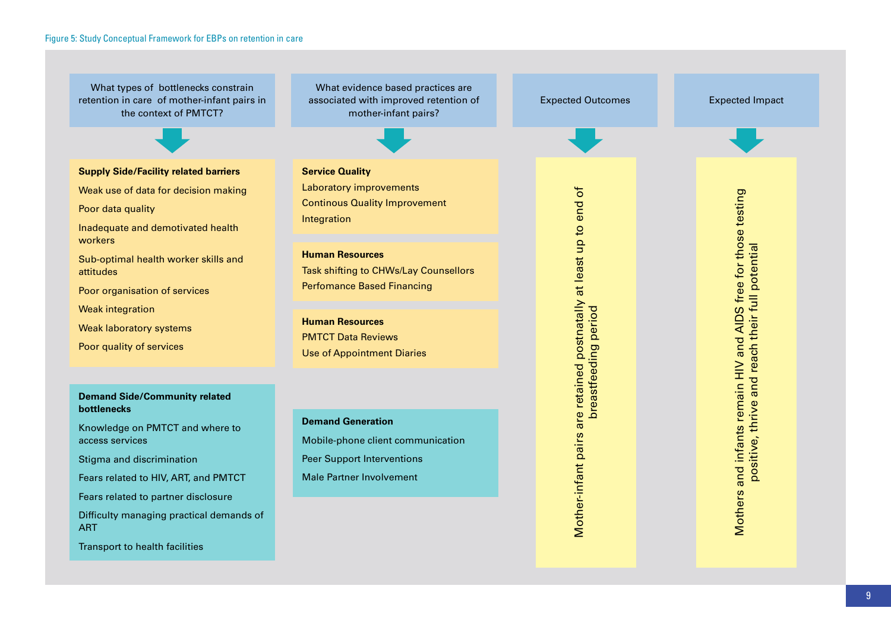Figure 5: Study Conceptual Framework for EBPs on retention in care

**What types of bottlenecks constrain retention in care of mother-infant pairs in the context of PMTCT?**

**Supply Side/Facility related barriers**

- Weak use of data for decision making
- Poor data quality
- Inadequate and demotivated health workers
- Sub-optimal health worker skills and attitudes
- Poor organisation of services
- Weak integration
- Weak laboratory systems
- Poor quality of services

**Demand Side/Community related bottlenecks**

- Knowledge on PMTCT and where to access services
- Stigma and discrimination
- Fears related to HIV, ART, and PMTCT
- Fears related to partner disclosure
- Difficulty managing practical demands of ART
- Transport to health facilities

**What evidence based practices are associated with improved retention of mother-infant pairs?**

**Service Quality**

- Laboratory improvements
- Continous Quality Improvement
- Integration

**Human Resources**

- Task shifting to CHWs/Lay Counsellors
- Perfomance Based Financing

**Human Resources**

- PMTCT Data Reviews
- Use of Appointment Diaries

**Demand Generation**

- Mobile-phone client communication
- Peer Support Interventions
- Male Partner Involvement

**Expected Outcomes**

Mother-infant pairs are retained postnatally at least up to end of breastfeeding period

**Expected Impact**

Mothers and infants remain HIV and AIDS free for those testing positive, thrive and reach their full potential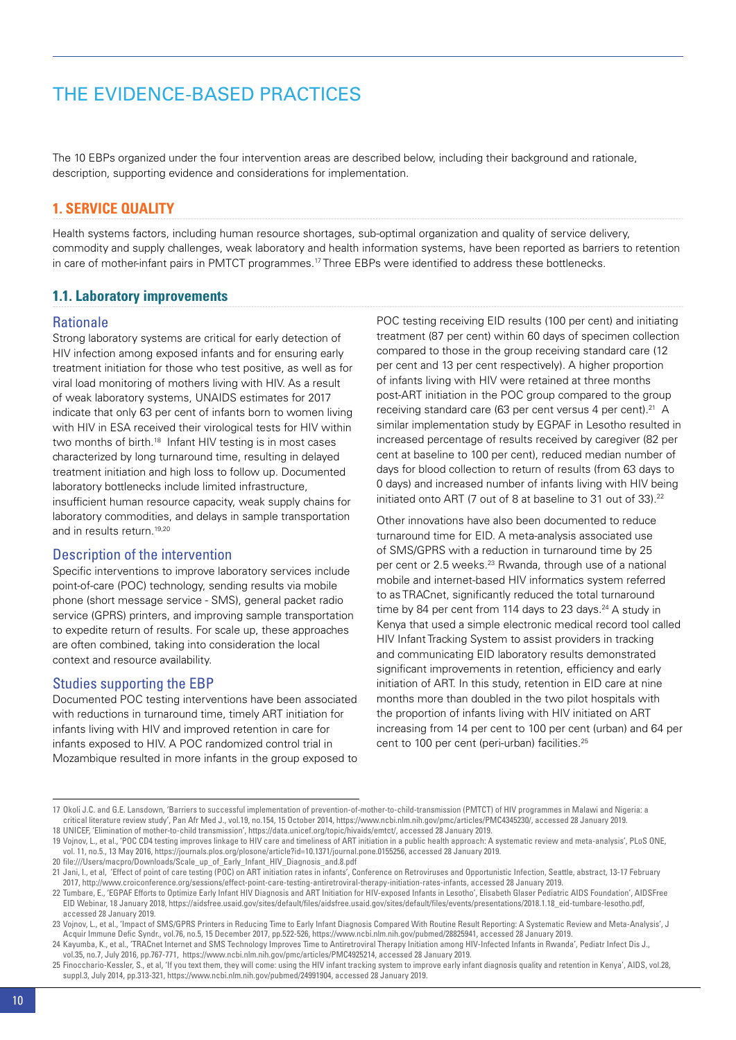# THE EVIDENCE-BASED PRACTICES

The 10 EBPs organized under the four intervention areas are described below, including their background and rationale, description, supporting evidence and considerations for implementation.

## 1. SERVICE QUALITY

Health systems factors, including human resource shortages, sub-optimal organization and quality of service delivery, commodity and supply challenges, weak laboratory and health information systems, have been reported as barriers to retention in care of mother-infant pairs in PMTCT programmes.[17] Three EBPs were identified to address these bottlenecks.

### 1.1. Laboratory improvements

#### Rationale

Strong laboratory systems are critical for early detection of HIV infection among exposed infants and for ensuring early treatment initiation for those who test positive, as well as for viral load monitoring of mothers living with HIV. As a result of weak laboratory systems, UNAIDS estimates for 2017 indicate that only 63 per cent of infants born to women living with HIV in ESA received their virological tests for HIV within two months of birth.[18] Infant HIV testing is in most cases characterized by long turnaround time, resulting in delayed treatment initiation and high loss to follow up. Documented laboratory bottlenecks include limited infrastructure, insufficient human resource capacity, weak supply chains for laboratory commodities, and delays in sample transportation and in results return.[19,20]

#### Description of the intervention

Specific interventions to improve laboratory services include point-of-care (POC) technology, sending results via mobile phone (short message service - SMS), general packet radio service (GPRS) printers, and improving sample transportation to expedite return of results. For scale up, these approaches are often combined, taking into consideration the local context and resource availability.

#### Studies supporting the EBP

Documented POC testing interventions have been associated with reductions in turnaround time, timely ART initiation for infants living with HIV and improved retention in care for infants exposed to HIV. A POC randomized control trial in Mozambique resulted in more infants in the group exposed to POC testing receiving EID results (100 per cent) and initiating treatment (87 per cent) within 60 days of specimen collection compared to those in the group receiving standard care (12 per cent and 13 per cent respectively). A higher proportion of infants living with HIV were retained at three months post-ART initiation in the POC group compared to the group receiving standard care (63 per cent versus 4 per cent).[21] A similar implementation study by EGPAF in Lesotho resulted in increased percentage of results received by caregiver (82 per cent at baseline to 100 per cent), reduced median number of days for blood collection to return of results (from 63 days to 0 days) and increased number of infants living with HIV being initiated onto ART (7 out of 8 at baseline to 31 out of 33).[22]

Other innovations have also been documented to reduce turnaround time for EID. A meta-analysis associated use of SMS/GPRS with a reduction in turnaround time by 25 per cent or 2.5 weeks.[23] Rwanda, through use of a national mobile and internet-based HIV informatics system referred to as TRACnet, significantly reduced the total turnaround time by 84 per cent from 114 days to 23 days.[24] A study in Kenya that used a simple electronic medical record tool called HIV Infant Tracking System to assist providers in tracking and communicating EID laboratory results demonstrated significant improvements in retention, efficiency and early initiation of ART. In this study, retention in EID care at nine months more than doubled in the two pilot hospitals with the proportion of infants living with HIV initiated on ART increasing from 14 per cent to 100 per cent (urban) and 64 per cent to 100 per cent (peri-urban) facilities.[25]

---

17 Okoli J.C. and G.E. Lansdown, 'Barriers to successful implementation of prevention-of-mother-to-child-transmission (PMTCT) of HIV programmes in Malawi and Nigeria: a critical literature review study', Pan Afr Med J., vol.19, no.154, 15 October 2014, https://www.ncbi.nlm.nih.gov/pmc/articles/PMC4345230/, accessed 28 January 2019.

18 UNICEF, 'Elimination of mother-to-child transmission', https://data.unicef.org/topic/hivaids/emtct/, accessed 28 January 2019.

19 Vojnov, L., et al., 'POC CD4 testing improves linkage to HIV care and timeliness of ART initiation in a public health approach: A systematic review and meta-analysis', PLoS ONE, vol. 11, no.5., 13 May 2016, https://journals.plos.org/plosone/article?id=10.1371/journal.pone.0155256, accessed 28 January 2019.

20 file:///Users/macpro/Downloads/Scale_up_of_Early_Infant_HIV_Diagnosis_and.8.pdf

21 Jani, I., et al, 'Effect of point of care testing (POC) on ART initiation rates in infants', Conference on Retroviruses and Opportunistic Infection, Seattle, abstract, 13-17 February 2017, http://www.croiconference.org/sessions/effect-point-care-testing-antiretroviral-therapy-initiation-rates-infants, accessed 28 January 2019.

22 Tumbare, E., 'EGPAF Efforts to Optimize Early Infant HIV Diagnosis and ART Initiation for HIV-exposed Infants in Lesotho', Elisabeth Glaser Pediatric AIDS Foundation', AIDSFree EID Webinar, 18 January 2018, https://aidsfree.usaid.gov/sites/default/files/aidsfree.usaid.gov/sites/default/files/events/presentations/2018.1.18_eid-tumbare-lesotho.pdf, accessed 28 January 2019.

23 Vojnov, L., et al., 'Impact of SMS/GPRS Printers in Reducing Time to Early Infant Diagnosis Compared With Routine Result Reporting: A Systematic Review and Meta-Analysis', J Acquir Immune Defic Syndr., vol.76, no.5, 15 December 2017, pp.522-526, https://www.ncbi.nlm.nih.gov/pubmed/28825941, accessed 28 January 2019.

24 Kayumba, K., et al., 'TRACnet Internet and SMS Technology Improves Time to Antiretroviral Therapy Initiation among HIV-Infected Infants in Rwanda', Pediatr Infect Dis J., vol.35, no.7, July 2016, pp.767-771, https://www.ncbi.nlm.nih.gov/pmc/articles/PMC4925214, accessed 28 January 2019.

25 Finocchario-Kessler, S., et al, 'If you text them, they will come: using the HIV infant tracking system to improve early infant diagnosis quality and retention in Kenya', AIDS, vol.28, suppl.3, July 2014, pp.313-321, https://www.ncbi.nlm.nih.gov/pubmed/24991904, accessed 28 January 2019.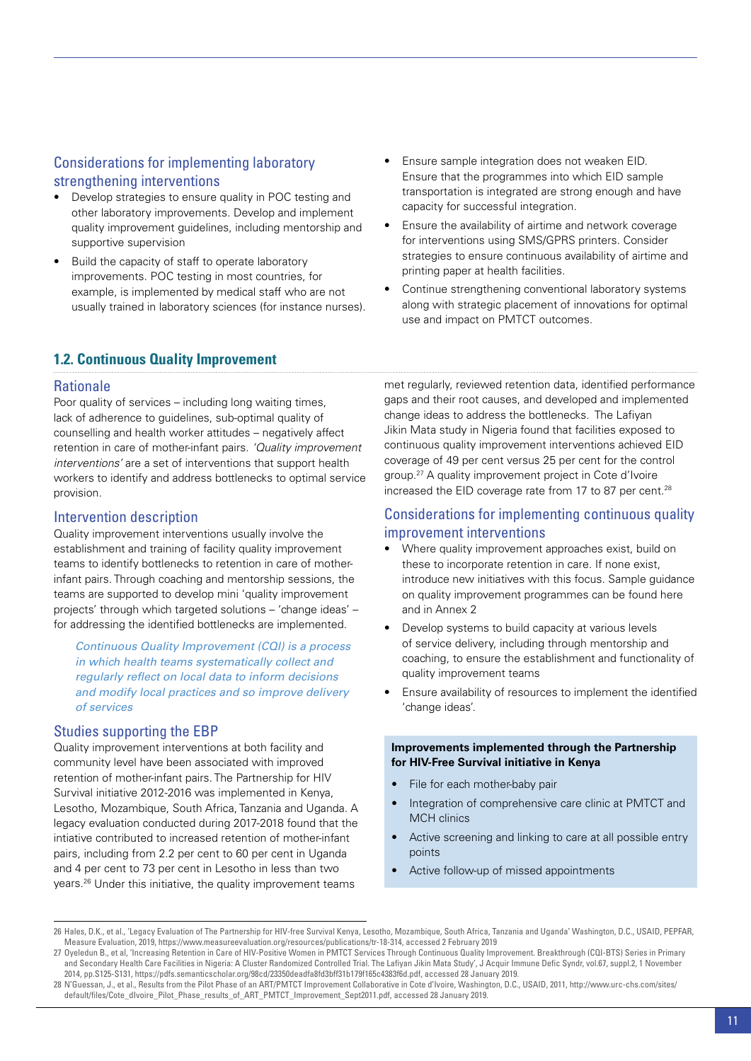### Considerations for implementing laboratory strengthening interventions

- Develop strategies to ensure quality in POC testing and other laboratory improvements. Develop and implement quality improvement guidelines, including mentorship and supportive supervision
- Build the capacity of staff to operate laboratory improvements. POC testing in most countries, for example, is implemented by medical staff who are not usually trained in laboratory sciences (for instance nurses).
- Ensure sample integration does not weaken EID. Ensure that the programmes into which EID sample transportation is integrated are strong enough and have capacity for successful integration.
- Ensure the availability of airtime and network coverage for interventions using SMS/GPRS printers. Consider strategies to ensure continuous availability of airtime and printing paper at health facilities.
- Continue strengthening conventional laboratory systems along with strategic placement of innovations for optimal use and impact on PMTCT outcomes.

## 1.2. Continuous Quality Improvement

### Rationale

Poor quality of services – including long waiting times, lack of adherence to guidelines, sub-optimal quality of counselling and health worker attitudes – negatively affect retention in care of mother-infant pairs. *'Quality improvement interventions'* are a set of interventions that support health workers to identify and address bottlenecks to optimal service provision.

### Intervention description

Quality improvement interventions usually involve the establishment and training of facility quality improvement teams to identify bottlenecks to retention in care of mother-infant pairs. Through coaching and mentorship sessions, the teams are supported to develop mini 'quality improvement projects' through which targeted solutions – 'change ideas' – for addressing the identified bottlenecks are implemented.

> *Continuous Quality Improvement (CQI) is a process in which health teams systematically collect and regularly reflect on local data to inform decisions and modify local practices and so improve delivery of services*

### Studies supporting the EBP

Quality improvement interventions at both facility and community level have been associated with improved retention of mother-infant pairs. The Partnership for HIV Survival initiative 2012-2016 was implemented in Kenya, Lesotho, Mozambique, South Africa, Tanzania and Uganda. A legacy evaluation conducted during 2017-2018 found that the intiative contributed to increased retention of mother-infant pairs, including from 2.2 per cent to 60 per cent in Uganda and 4 per cent to 73 per cent in Lesotho in less than two years.[26] Under this initiative, the quality improvement teams met regularly, reviewed retention data, identified performance gaps and their root causes, and developed and implemented change ideas to address the bottlenecks. The Lafiyan Jikin Mata study in Nigeria found that facilities exposed to continuous quality improvement interventions achieved EID coverage of 49 per cent versus 25 per cent for the control group.[27] A quality improvement project in Cote d'Ivoire increased the EID coverage rate from 17 to 87 per cent.[28]

### Considerations for implementing continuous quality improvement interventions

- Where quality improvement approaches exist, build on these to incorporate retention in care. If none exist, introduce new initiatives with this focus. Sample guidance on quality improvement programmes can be found here and in Annex 2
- Develop systems to build capacity at various levels of service delivery, including through mentorship and coaching, to ensure the establishment and functionality of quality improvement teams
- Ensure availability of resources to implement the identified 'change ideas'.

**Improvements implemented through the Partnership for HIV-Free Survival initiative in Kenya**

- File for each mother-baby pair
- Integration of comprehensive care clinic at PMTCT and MCH clinics
- Active screening and linking to care at all possible entry points
- Active follow-up of missed appointments

---

26 Hales, D.K., et al., 'Legacy Evaluation of The Partnership for HIV-free Survival Kenya, Lesotho, Mozambique, South Africa, Tanzania and Uganda' Washington, D.C., USAID, PEPFAR, Measure Evaluation, 2019, https://www.measureevaluation.org/resources/publications/tr-18-314, accessed 2 February 2019

27 Oyeledun B., et al, 'Increasing Retention in Care of HIV-Positive Women in PMTCT Services Through Continuous Quality Improvement. Breakthrough (CQI-BTS) Series in Primary and Secondary Health Care Facilities in Nigeria: A Cluster Randomized Controlled Trial. The Lafiyan Jikin Mata Study', J Acquir Immune Defic Syndr, vol.67, suppl.2, 1 November 2014, pp.S125-S131, https://pdfs.semanticscholar.org/98cd/23350deadfa8fd3bff31b179f165c4383f6d.pdf, accessed 28 January 2019.

28 N'Guessan, J., et al., Results from the Pilot Phase of an ART/PMTCT Improvement Collaborative in Cote d'Ivoire, Washington, D.C., USAID, 2011, http://www.urc-chs.com/sites/default/files/Cote_dIvoire_Pilot_Phase_results_of_ART_PMTCT_Improvement_Sept2011.pdf, accessed 28 January 2019.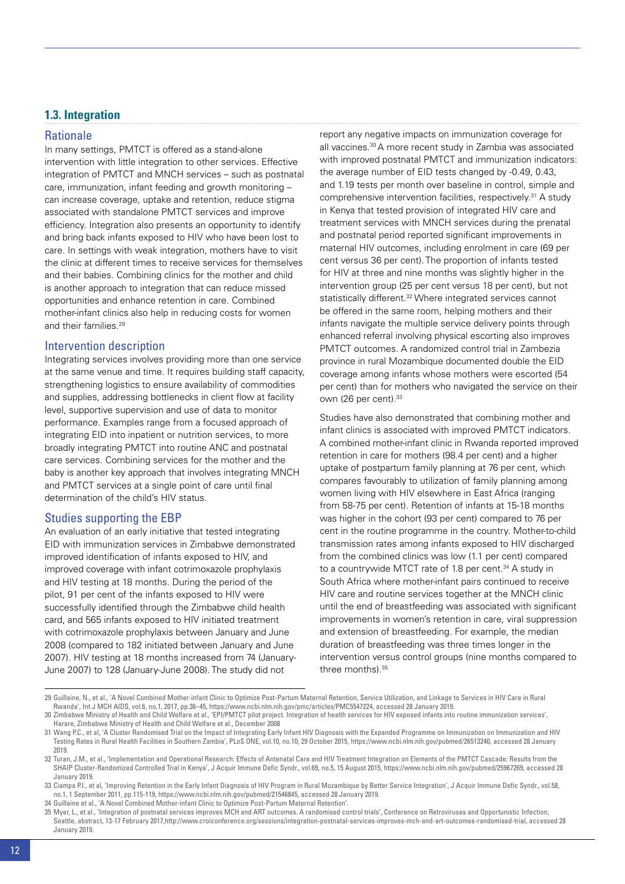## 1.3. Integration

### Rationale

In many settings, PMTCT is offered as a stand-alone intervention with little integration to other services. Effective integration of PMTCT and MNCH services – such as postnatal care, immunization, infant feeding and growth monitoring – can increase coverage, uptake and retention, reduce stigma associated with standalone PMTCT services and improve efficiency. Integration also presents an opportunity to identify and bring back infants exposed to HIV who have been lost to care. In settings with weak integration, mothers have to visit the clinic at different times to receive services for themselves and their babies. Combining clinics for the mother and child is another approach to integration that can reduce missed opportunities and enhance retention in care. Combined mother-infant clinics also help in reducing costs for women and their families.[29]

### Intervention description

Integrating services involves providing more than one service at the same venue and time. It requires building staff capacity, strengthening logistics to ensure availability of commodities and supplies, addressing bottlenecks in client flow at facility level, supportive supervision and use of data to monitor performance. Examples range from a focused approach of integrating EID into inpatient or nutrition services, to more broadly integrating PMTCT into routine ANC and postnatal care services. Combining services for the mother and the baby is another key approach that involves integrating MNCH and PMTCT services at a single point of care until final determination of the child's HIV status.

### Studies supporting the EBP

An evaluation of an early initiative that tested integrating EID with immunization services in Zimbabwe demonstrated improved identification of infants exposed to HIV, and improved coverage with infant cotrimoxazole prophylaxis and HIV testing at 18 months. During the period of the pilot, 91 per cent of the infants exposed to HIV were successfully identified through the Zimbabwe child health card, and 565 infants exposed to HIV initiated treatment with cotrimoxazole prophylaxis between January and June 2008 (compared to 182 initiated between January and June 2007). HIV testing at 18 months increased from 74 (January-June 2007) to 128 (January-June 2008). The study did not report any negative impacts on immunization coverage for all vaccines.[30] A more recent study in Zambia was associated with improved postnatal PMTCT and immunization indicators: the average number of EID tests changed by -0.49, 0.43, and 1.19 tests per month over baseline in control, simple and comprehensive intervention facilities, respectively.[31] A study in Kenya that tested provision of integrated HIV care and treatment services with MNCH services during the prenatal and postnatal period reported significant improvements in maternal HIV outcomes, including enrolment in care (69 per cent versus 36 per cent). The proportion of infants tested for HIV at three and nine months was slightly higher in the intervention group (25 per cent versus 18 per cent), but not statistically different.[32] Where integrated services cannot be offered in the same room, helping mothers and their infants navigate the multiple service delivery points through enhanced referral involving physical escorting also improves PMTCT outcomes. A randomized control trial in Zambezia province in rural Mozambique documented double the EID coverage among infants whose mothers were escorted (54 per cent) than for mothers who navigated the service on their own (26 per cent).[33]

Studies have also demonstrated that combining mother and infant clinics is associated with improved PMTCT indicators. A combined mother-infant clinic in Rwanda reported improved retention in care for mothers (98.4 per cent) and a higher uptake of postpartum family planning at 76 per cent, which compares favourably to utilization of family planning among women living with HIV elsewhere in East Africa (ranging from 58-75 per cent). Retention of infants at 15-18 months was higher in the cohort (93 per cent) compared to 76 per cent in the routine programme in the country. Mother-to-child transmission rates among infants exposed to HIV discharged from the combined clinics was low (1.1 per cent) compared to a countrywide MTCT rate of 1.8 per cent.[34] A study in South Africa where mother-infant pairs continued to receive HIV care and routine services together at the MNCH clinic until the end of breastfeeding was associated with significant improvements in women's retention in care, viral suppression and extension of breastfeeding. For example, the median duration of breastfeeding was three times longer in the intervention versus control groups (nine months compared to three months).[35]

---

29 Guillaine, N., et al., 'A Novel Combined Mother-infant Clinic to Optimize Post-Partum Maternal Retention, Service Utilization, and Linkage to Services in HIV Care in Rural Rwanda', Int J MCH AIDS, vol.6, no,1, 2017, pp.36–45, https://www.ncbi.nlm.nih.gov/pmc/articles/PMC5547224, accessed 28 January 2019.

30 Zimbabwe Ministry of Health and Child Welfare et al., 'EPI/PMTCT pilot project. Integration of health services for HIV exposed infants into routine immunization services', Harare, Zimbabwe Ministry of Health and Child Welfare et al., December 2008

31 Wang P.C., et al, 'A Cluster Randomised Trial on the Impact of Integrating Early Infant HIV Diagnosis with the Expanded Programme on Immunization on Immunization and HIV Testing Rates in Rural Health Facilities in Southern Zambia', PLoS ONE, vol.10, no.10, 29 October 2015, https://www.ncbi.nlm.nih.gov/pubmed/26513240, accessed 28 January 2019.

32 Turan, J.M., et al., 'Implementation and Operational Research: Effects of Antenatal Care and HIV Treatment Integration on Elements of the PMTCT Cascade: Results from the SHAIP Cluster-Randomized Controlled Trial in Kenya', J Acquir Immune Defic Syndr., vol.69, no.5, 15 August 2015, https://www.ncbi.nlm.nih.gov/pubmed/25967269, accessed 28 January 2019.

33 Ciampa P.I., et al, 'Improving Retention in the Early Infant Diagnosis of HIV Program in Rural Mozambique by Better Service Integration', J Acquir Immune Defic Syndr., vol.58, no.1, 1 September 2011, pp.115-119, https://www.ncbi.nlm.nih.gov/pubmed/21546845, accessed 28 January 2019.

34 Guillaine et al., 'A Novel Combined Mother-infant Clinic to Optimize Post-Partum Maternal Retention'.

35 Myer, L., et al., 'Integration of postnatal services improves MCH and ART outcomes. A randomised control trials', Conference on Retroviruses and Opportunistic Infection, Seattle, abstract, 13-17 February 2017,http://www.croiconference.org/sessions/integration-postnatal-services-improves-mch-and-art-outcomes-randomised-trial, accessed 28 January 2019.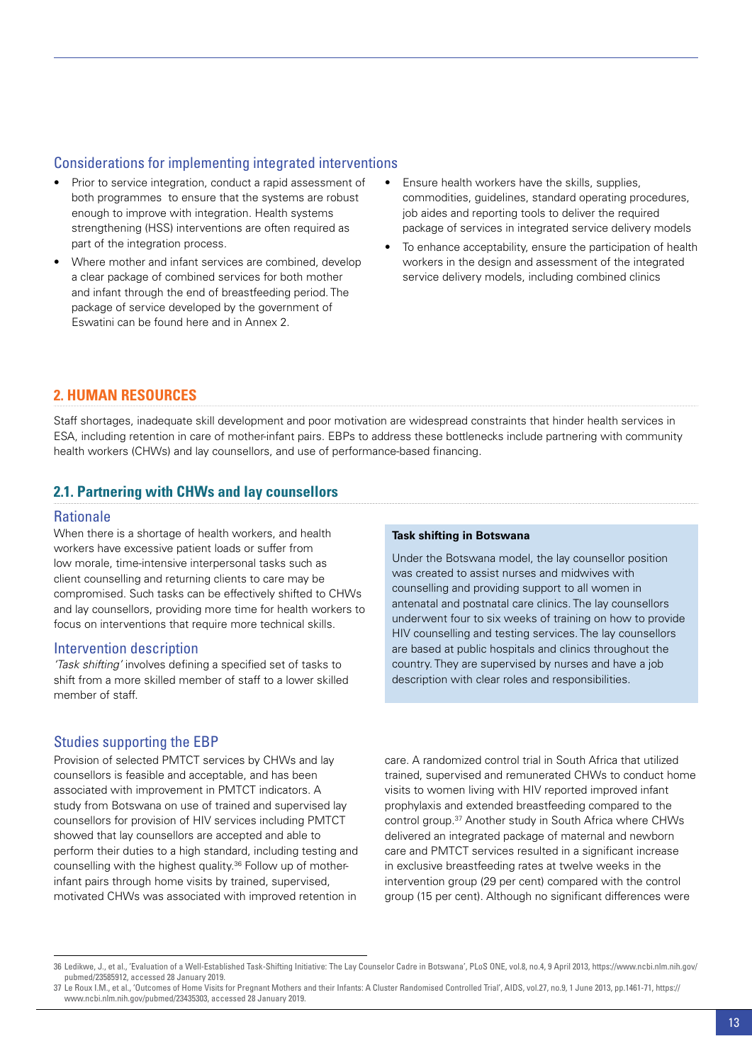### Considerations for implementing integrated interventions

- Prior to service integration, conduct a rapid assessment of both programmes to ensure that the systems are robust enough to improve with integration. Health systems strengthening (HSS) interventions are often required as part of the integration process.
- Where mother and infant services are combined, develop a clear package of combined services for both mother and infant through the end of breastfeeding period. The package of service developed by the government of Eswatini can be found here and in Annex 2.
- Ensure health workers have the skills, supplies, commodities, guidelines, standard operating procedures, job aides and reporting tools to deliver the required package of services in integrated service delivery models
- To enhance acceptability, ensure the participation of health workers in the design and assessment of the integrated service delivery models, including combined clinics

## 2. HUMAN RESOURCES

Staff shortages, inadequate skill development and poor motivation are widespread constraints that hinder health services in ESA, including retention in care of mother-infant pairs. EBPs to address these bottlenecks include partnering with community health workers (CHWs) and lay counsellors, and use of performance-based financing.

### 2.1. Partnering with CHWs and lay counsellors

#### Rationale

When there is a shortage of health workers, and health workers have excessive patient loads or suffer from low morale, time-intensive interpersonal tasks such as client counselling and returning clients to care may be compromised. Such tasks can be effectively shifted to CHWs and lay counsellors, providing more time for health workers to focus on interventions that require more technical skills.

#### Intervention description

*'Task shifting'* involves defining a specified set of tasks to shift from a more skilled member of staff to a lower skilled member of staff.

**Task shifting in Botswana**

Under the Botswana model, the lay counsellor position was created to assist nurses and midwives with counselling and providing support to all women in antenatal and postnatal care clinics. The lay counsellors underwent four to six weeks of training on how to provide HIV counselling and testing services. The lay counsellors are based at public hospitals and clinics throughout the country. They are supervised by nurses and have a job description with clear roles and responsibilities.

#### Studies supporting the EBP

Provision of selected PMTCT services by CHWs and lay counsellors is feasible and acceptable, and has been associated with improvement in PMTCT indicators. A study from Botswana on use of trained and supervised lay counsellors for provision of HIV services including PMTCT showed that lay counsellors are accepted and able to perform their duties to a high standard, including testing and counselling with the highest quality.[36] Follow up of mother-infant pairs through home visits by trained, supervised, motivated CHWs was associated with improved retention in care. A randomized control trial in South Africa that utilized trained, supervised and remunerated CHWs to conduct home visits to women living with HIV reported improved infant prophylaxis and extended breastfeeding compared to the control group.[37] Another study in South Africa where CHWs delivered an integrated package of maternal and newborn care and PMTCT services resulted in a significant increase in exclusive breastfeeding rates at twelve weeks in the intervention group (29 per cent) compared with the control group (15 per cent). Although no significant differences were

---

36 Ledikwe, J., et al., 'Evaluation of a Well-Established Task-Shifting Initiative: The Lay Counselor Cadre in Botswana', PLoS ONE, vol.8, no.4, 9 April 2013, https://www.ncbi.nlm.nih.gov/pubmed/23585912, accessed 28 January 2019.

37 Le Roux I.M., et al., 'Outcomes of Home Visits for Pregnant Mothers and their Infants: A Cluster Randomised Controlled Trial', AIDS, vol.27, no.9, 1 June 2013, pp.1461-71, https://www.ncbi.nlm.nih.gov/pubmed/23435303, accessed 28 January 2019.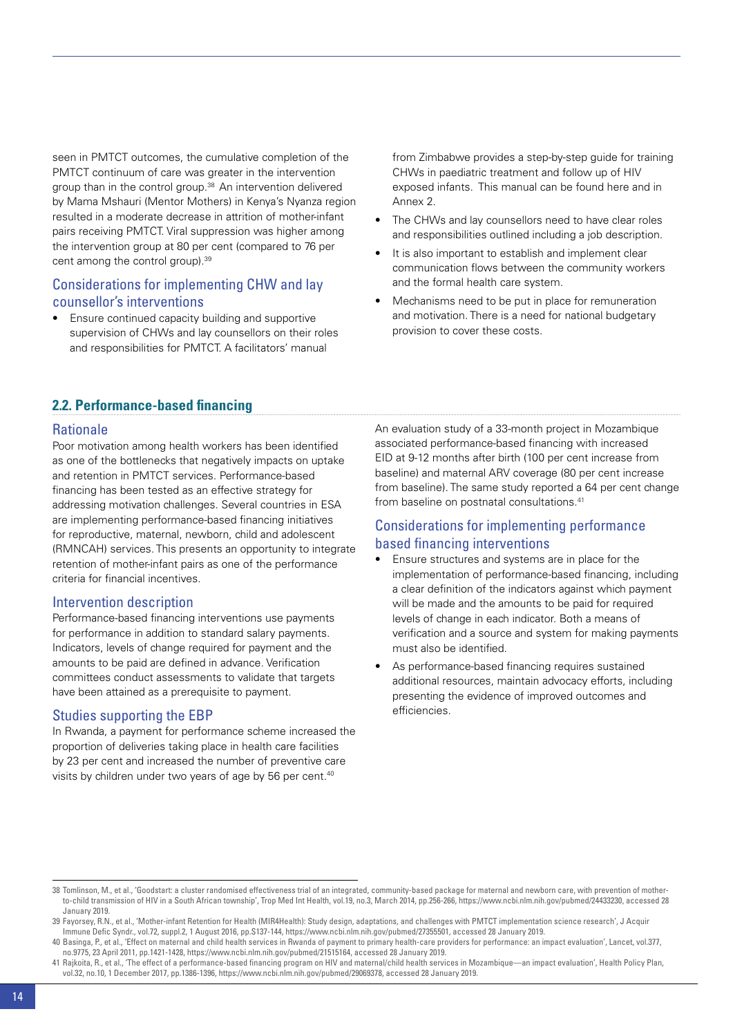seen in PMTCT outcomes, the cumulative completion of the PMTCT continuum of care was greater in the intervention group than in the control group.[38] An intervention delivered by Mama Mshauri (Mentor Mothers) in Kenya's Nyanza region resulted in a moderate decrease in attrition of mother-infant pairs receiving PMTCT. Viral suppression was higher among the intervention group at 80 per cent (compared to 76 per cent among the control group).[39]

### Considerations for implementing CHW and lay counsellor's interventions

- Ensure continued capacity building and supportive supervision of CHWs and lay counsellors on their roles and responsibilities for PMTCT. A facilitators' manual from Zimbabwe provides a step-by-step guide for training CHWs in paediatric treatment and follow up of HIV exposed infants. This manual can be found here and in Annex 2.
- The CHWs and lay counsellors need to have clear roles and responsibilities outlined including a job description.
- It is also important to establish and implement clear communication flows between the community workers and the formal health care system.
- Mechanisms need to be put in place for remuneration and motivation. There is a need for national budgetary provision to cover these costs.

## 2.2. Performance-based financing

### Rationale

Poor motivation among health workers has been identified as one of the bottlenecks that negatively impacts on uptake and retention in PMTCT services. Performance-based financing has been tested as an effective strategy for addressing motivation challenges. Several countries in ESA are implementing performance-based financing initiatives for reproductive, maternal, newborn, child and adolescent (RMNCAH) services. This presents an opportunity to integrate retention of mother-infant pairs as one of the performance criteria for financial incentives.

### Intervention description

Performance-based financing interventions use payments for performance in addition to standard salary payments. Indicators, levels of change required for payment and the amounts to be paid are defined in advance. Verification committees conduct assessments to validate that targets have been attained as a prerequisite to payment.

### Studies supporting the EBP

In Rwanda, a payment for performance scheme increased the proportion of deliveries taking place in health care facilities by 23 per cent and increased the number of preventive care visits by children under two years of age by 56 per cent.[40]

An evaluation study of a 33-month project in Mozambique associated performance-based financing with increased EID at 9-12 months after birth (100 per cent increase from baseline) and maternal ARV coverage (80 per cent increase from baseline). The same study reported a 64 per cent change from baseline on postnatal consultations.[41]

### Considerations for implementing performance based financing interventions

- Ensure structures and systems are in place for the implementation of performance-based financing, including a clear definition of the indicators against which payment will be made and the amounts to be paid for required levels of change in each indicator. Both a means of verification and a source and system for making payments must also be identified.
- As performance-based financing requires sustained additional resources, maintain advocacy efforts, including presenting the evidence of improved outcomes and efficiencies.

---

38 Tomlinson, M., et al., 'Goodstart: a cluster randomised effectiveness trial of an integrated, community-based package for maternal and newborn care, with prevention of mother-to-child transmission of HIV in a South African township', Trop Med Int Health, vol.19, no.3, March 2014, pp.256-266, https://www.ncbi.nlm.nih.gov/pubmed/24433230, accessed 28 January 2019.

39 Fayorsey, R.N., et al., 'Mother-infant Retention for Health (MIR4Health): Study design, adaptations, and challenges with PMTCT implementation science research', J Acquir Immune Defic Syndr., vol.72, suppl.2, 1 August 2016, pp.S137-144, https://www.ncbi.nlm.nih.gov/pubmed/27355501, accessed 28 January 2019.

40 Basinga, P., et al., 'Effect on maternal and child health services in Rwanda of payment to primary health-care providers for performance: an impact evaluation', Lancet, vol.377, no.9775, 23 April 2011, pp.1421-1428, https://www.ncbi.nlm.nih.gov/pubmed/21515164, accessed 28 January 2019.

41 Rajkoita, R., et al., 'The effect of a performance-based financing program on HIV and maternal/child health services in Mozambique—an impact evaluation', Health Policy Plan, vol.32, no.10, 1 December 2017, pp.1386-1396, https://www.ncbi.nlm.nih.gov/pubmed/29069378, accessed 28 January 2019.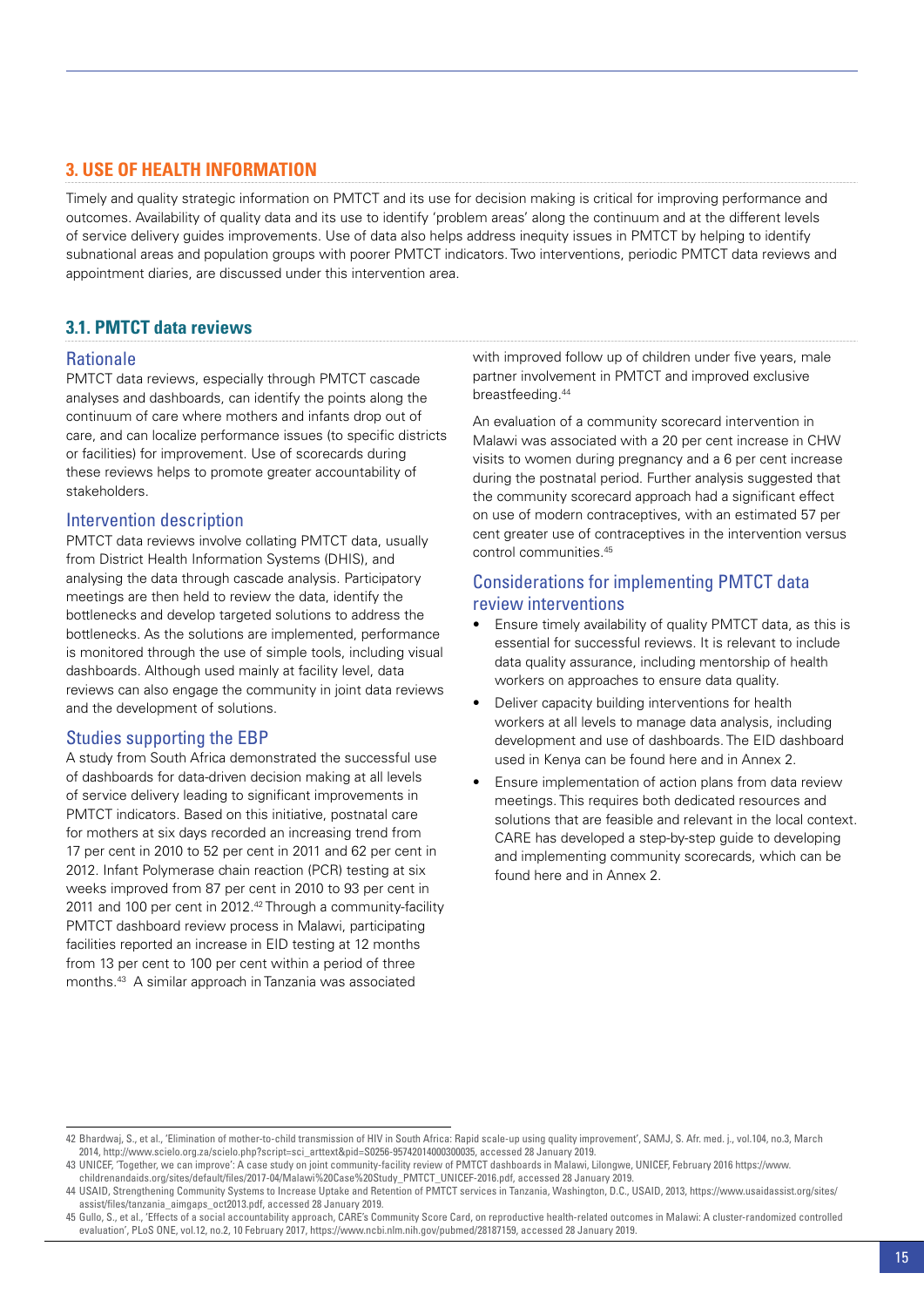## 3. USE OF HEALTH INFORMATION

Timely and quality strategic information on PMTCT and its use for decision making is critical for improving performance and outcomes. Availability of quality data and its use to identify 'problem areas' along the continuum and at the different levels of service delivery guides improvements. Use of data also helps address inequity issues in PMTCT by helping to identify subnational areas and population groups with poorer PMTCT indicators. Two interventions, periodic PMTCT data reviews and appointment diaries, are discussed under this intervention area.

### 3.1. PMTCT data reviews

#### Rationale

PMTCT data reviews, especially through PMTCT cascade analyses and dashboards, can identify the points along the continuum of care where mothers and infants drop out of care, and can localize performance issues (to specific districts or facilities) for improvement. Use of scorecards during these reviews helps to promote greater accountability of stakeholders.

#### Intervention description

PMTCT data reviews involve collating PMTCT data, usually from District Health Information Systems (DHIS), and analysing the data through cascade analysis. Participatory meetings are then held to review the data, identify the bottlenecks and develop targeted solutions to address the bottlenecks. As the solutions are implemented, performance is monitored through the use of simple tools, including visual dashboards. Although used mainly at facility level, data reviews can also engage the community in joint data reviews and the development of solutions.

#### Studies supporting the EBP

A study from South Africa demonstrated the successful use of dashboards for data-driven decision making at all levels of service delivery leading to significant improvements in PMTCT indicators. Based on this initiative, postnatal care for mothers at six days recorded an increasing trend from 17 per cent in 2010 to 52 per cent in 2011 and 62 per cent in 2012. Infant Polymerase chain reaction (PCR) testing at six weeks improved from 87 per cent in 2010 to 93 per cent in 2011 and 100 per cent in 2012.[42] Through a community-facility PMTCT dashboard review process in Malawi, participating facilities reported an increase in EID testing at 12 months from 13 per cent to 100 per cent within a period of three months.[43] A similar approach in Tanzania was associated with improved follow up of children under five years, male partner involvement in PMTCT and improved exclusive breastfeeding.[44]

An evaluation of a community scorecard intervention in Malawi was associated with a 20 per cent increase in CHW visits to women during pregnancy and a 6 per cent increase during the postnatal period. Further analysis suggested that the community scorecard approach had a significant effect on use of modern contraceptives, with an estimated 57 per cent greater use of contraceptives in the intervention versus control communities.[45]

#### Considerations for implementing PMTCT data review interventions

- Ensure timely availability of quality PMTCT data, as this is essential for successful reviews. It is relevant to include data quality assurance, including mentorship of health workers on approaches to ensure data quality.
- Deliver capacity building interventions for health workers at all levels to manage data analysis, including development and use of dashboards. The EID dashboard used in Kenya can be found here and in Annex 2.
- Ensure implementation of action plans from data review meetings. This requires both dedicated resources and solutions that are feasible and relevant in the local context. CARE has developed a step-by-step guide to developing and implementing community scorecards, which can be found here and in Annex 2.

---

42 Bhardwaj, S., et al., 'Elimination of mother-to-child transmission of HIV in South Africa: Rapid scale-up using quality improvement', SAMJ, S. Afr. med. j., vol.104, no.3, March 2014, http://www.scielo.org.za/scielo.php?script=sci_arttext&pid=S0256-95742014000300035, accessed 28 January 2019.

43 UNICEF, 'Together, we can improve': A case study on joint community-facility review of PMTCT dashboards in Malawi, Lilongwe, UNICEF, February 2016 https://www.childrenandaids.org/sites/default/files/2017-04/Malawi%20Case%20Study_PMTCT_UNICEF-2016.pdf, accessed 28 January 2019.

44 USAID, Strengthening Community Systems to Increase Uptake and Retention of PMTCT services in Tanzania, Washington, D.C., USAID, 2013, https://www.usaidassist.org/sites/assist/files/tanzania_aimgaps_oct2013.pdf, accessed 28 January 2019.

45 Gullo, S., et al., 'Effects of a social accountability approach, CARE's Community Score Card, on reproductive health-related outcomes in Malawi: A cluster-randomized controlled evaluation', PLoS ONE, vol.12, no.2, 10 February 2017, https://www.ncbi.nlm.nih.gov/pubmed/28187159, accessed 28 January 2019.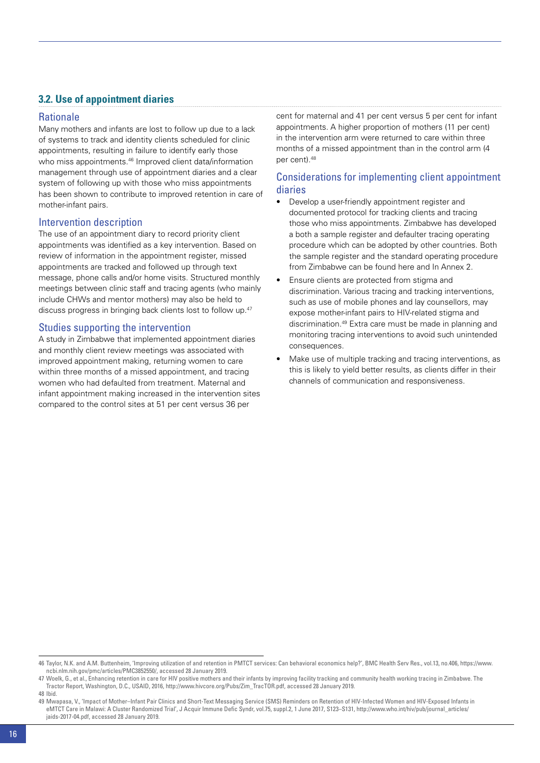## 3.2. Use of appointment diaries

### Rationale

Many mothers and infants are lost to follow up due to a lack of systems to track and identity clients scheduled for clinic appointments, resulting in failure to identify early those who miss appointments.[46] Improved client data/information management through use of appointment diaries and a clear system of following up with those who miss appointments has been shown to contribute to improved retention in care of mother-infant pairs.

### Intervention description

The use of an appointment diary to record priority client appointments was identified as a key intervention. Based on review of information in the appointment register, missed appointments are tracked and followed up through text message, phone calls and/or home visits. Structured monthly meetings between clinic staff and tracing agents (who mainly include CHWs and mentor mothers) may also be held to discuss progress in bringing back clients lost to follow up.[47]

### Studies supporting the intervention

A study in Zimbabwe that implemented appointment diaries and monthly client review meetings was associated with improved appointment making, returning women to care within three months of a missed appointment, and tracing women who had defaulted from treatment. Maternal and infant appointment making increased in the intervention sites compared to the control sites at 51 per cent versus 36 per cent for maternal and 41 per cent versus 5 per cent for infant appointments. A higher proportion of mothers (11 per cent) in the intervention arm were returned to care within three months of a missed appointment than in the control arm (4 per cent).[48]

### Considerations for implementing client appointment diaries

- Develop a user-friendly appointment register and documented protocol for tracking clients and tracing those who miss appointments. Zimbabwe has developed a both a sample register and defaulter tracing operating procedure which can be adopted by other countries. Both the sample register and the standard operating procedure from Zimbabwe can be found here and In Annex 2.
- Ensure clients are protected from stigma and discrimination. Various tracing and tracking interventions, such as use of mobile phones and lay counsellors, may expose mother-infant pairs to HIV-related stigma and discrimination.[49] Extra care must be made in planning and monitoring tracing interventions to avoid such unintended consequences.
- Make use of multiple tracking and tracing interventions, as this is likely to yield better results, as clients differ in their channels of communication and responsiveness.

---

46 Taylor, N.K. and A.M. Buttenheim, 'Improving utilization of and retention in PMTCT services: Can behavioral economics help?', BMC Health Serv Res., vol.13, no.406, https://www.ncbi.nlm.nih.gov/pmc/articles/PMC3852550/, accessed 28 January 2019.

47 Woelk, G., et al., Enhancing retention in care for HIV positive mothers and their infants by improving facility tracking and community health working tracing in Zimbabwe. The Tractor Report, Washington, D.C., USAID, 2016, http://www.hivcore.org/Pubs/Zim_TracTOR.pdf, accessed 28 January 2019.

48 Ibid.

49 Mwapasa, V., 'Impact of Mother–Infant Pair Clinics and Short-Text Messaging Service (SMS) Reminders on Retention of HIV-Infected Women and HIV-Exposed Infants in eMTCT Care in Malawi: A Cluster Randomized Trial', J Acquir Immune Defic Syndr, vol.75, suppl.2, 1 June 2017, S123–S131, http://www.who.int/hiv/pub/journal_articles/jaids-2017-04.pdf, accessed 28 January 2019.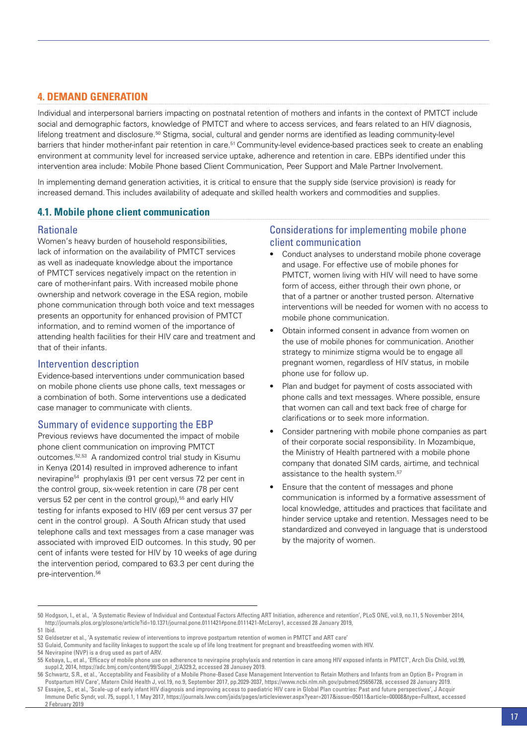## 4. DEMAND GENERATION

Individual and interpersonal barriers impacting on postnatal retention of mothers and infants in the context of PMTCT include social and demographic factors, knowledge of PMTCT and where to access services, and fears related to an HIV diagnosis, lifelong treatment and disclosure.[50] Stigma, social, cultural and gender norms are identified as leading community-level barriers that hinder mother-infant pair retention in care.[51] Community-level evidence-based practices seek to create an enabling environment at community level for increased service uptake, adherence and retention in care. EBPs identified under this intervention area include: Mobile Phone based Client Communication, Peer Support and Male Partner Involvement.

In implementing demand generation activities, it is critical to ensure that the supply side (service provision) is ready for increased demand. This includes availability of adequate and skilled health workers and commodities and supplies.

### 4.1. Mobile phone client communication

#### Rationale

Women's heavy burden of household responsibilities, lack of information on the availability of PMTCT services as well as inadequate knowledge about the importance of PMTCT services negatively impact on the retention in care of mother-infant pairs. With increased mobile phone ownership and network coverage in the ESA region, mobile phone communication through both voice and text messages presents an opportunity for enhanced provision of PMTCT information, and to remind women of the importance of attending health facilities for their HIV care and treatment and that of their infants.

#### Intervention description

Evidence-based interventions under communication based on mobile phone clients use phone calls, text messages or a combination of both. Some interventions use a dedicated case manager to communicate with clients.

#### Summary of evidence supporting the EBP

Previous reviews have documented the impact of mobile phone client communication on improving PMTCT outcomes.[52,53] A randomized control trial study in Kisumu in Kenya (2014) resulted in improved adherence to infant nevirapine[54] prophylaxis (91 per cent versus 72 per cent in the control group, six-week retention in care (78 per cent versus 52 per cent in the control group),[55] and early HIV testing for infants exposed to HIV (69 per cent versus 37 per cent in the control group). A South African study that used telephone calls and text messages from a case manager was associated with improved EID outcomes. In this study, 90 per cent of infants were tested for HIV by 10 weeks of age during the intervention period, compared to 63.3 per cent during the pre-intervention.[56]

#### Considerations for implementing mobile phone client communication

- Conduct analyses to understand mobile phone coverage and usage. For effective use of mobile phones for PMTCT, women living with HIV will need to have some form of access, either through their own phone, or that of a partner or another trusted person. Alternative interventions will be needed for women with no access to mobile phone communication.
- Obtain informed consent in advance from women on the use of mobile phones for communication. Another strategy to minimize stigma would be to engage all pregnant women, regardless of HIV status, in mobile phone use for follow up.
- Plan and budget for payment of costs associated with phone calls and text messages. Where possible, ensure that women can call and text back free of charge for clarifications or to seek more information.
- Consider partnering with mobile phone companies as part of their corporate social responsibility. In Mozambique, the Ministry of Health partnered with a mobile phone company that donated SIM cards, airtime, and technical assistance to the health system.[57]
- Ensure that the content of messages and phone communication is informed by a formative assessment of local knowledge, attitudes and practices that facilitate and hinder service uptake and retention. Messages need to be standardized and conveyed in language that is understood by the majority of women.

---

50 Hodgson, I., et al., 'A Systematic Review of Individual and Contextual Factors Affecting ART Initiation, adherence and retention', PLoS ONE, vol.9, no.11, 5 November 2014, http://journals.plos.org/plosone/article?id=10.1371/journal.pone.0111421#pone.0111421-McLeroy1, accessed 28 January 2019,

51 Ibid.

52 Geldsetzer et al., 'A systematic review of interventions to improve postpartum retention of women in PMTCT and ART care'

53 Gulaid, Community and facility linkages to support the scale up of life long treatment for pregnant and breastfeeding women with HIV.

54 Nevirapine (NVP) is a drug used as part of ARV.

55 Kebaya, L., et al., 'Efficacy of mobile phone use on adherence to nevirapine prophylaxis and retention in care among HIV exposed infants in PMTCT', Arch Dis Child, vol.99, suppl.2, 2014, https://adc.bmj.com/content/99/Suppl_2/A329.2, accessed 28 Januaey 2019.

56 Schwartz, S.R., et al., 'Acceptability and Feasibility of a Mobile Phone-Based Case Management Intervention to Retain Mothers and Infants from an Option B+ Program in Postpartum HIV Care', Matern Child Health J, vol.19, no.9, September 2017, pp.2029-2037, https://www.ncbi.nlm.nih.gov/pubmed/25656728, accessed 28 January 2019.

57 Essajee, S., et al., 'Scale-up of early infant HIV diagnosis and improving access to paediatric HIV care in Global Plan countries: Past and future perspectives', J Acquir Immune Defic Syndr, vol. 75, suppl.1, 1 May 2017, https://journals.lww.com/jaids/pages/articleviewer.aspx?year=2017&issue=05011&article=00008&type=Fulltext, accessed 2 February 2019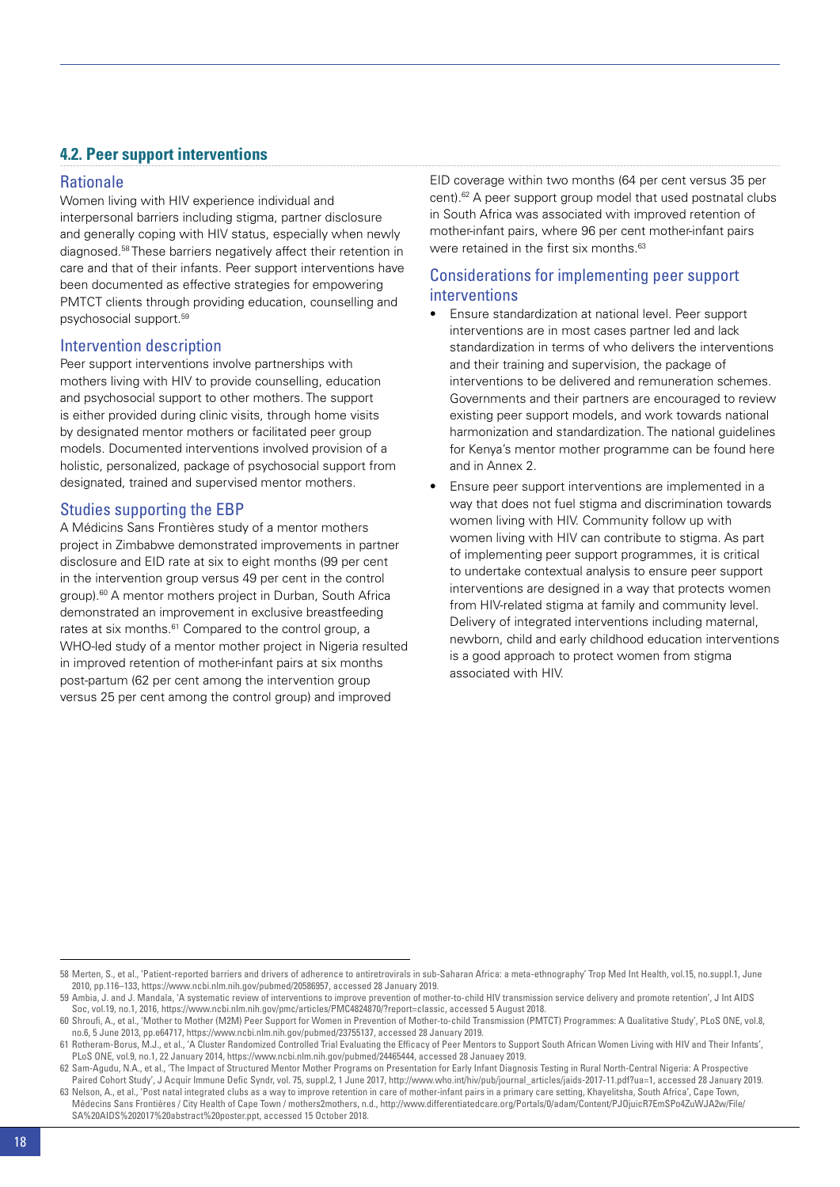## 4.2. Peer support interventions

### Rationale

Women living with HIV experience individual and interpersonal barriers including stigma, partner disclosure and generally coping with HIV status, especially when newly diagnosed.[58] These barriers negatively affect their retention in care and that of their infants. Peer support interventions have been documented as effective strategies for empowering PMTCT clients through providing education, counselling and psychosocial support.[59]

### Intervention description

Peer support interventions involve partnerships with mothers living with HIV to provide counselling, education and psychosocial support to other mothers. The support is either provided during clinic visits, through home visits by designated mentor mothers or facilitated peer group models. Documented interventions involved provision of a holistic, personalized, package of psychosocial support from designated, trained and supervised mentor mothers.

### Studies supporting the EBP

A Médicins Sans Frontières study of a mentor mothers project in Zimbabwe demonstrated improvements in partner disclosure and EID rate at six to eight months (99 per cent in the intervention group versus 49 per cent in the control group).[60] A mentor mothers project in Durban, South Africa demonstrated an improvement in exclusive breastfeeding rates at six months.[61] Compared to the control group, a WHO-led study of a mentor mother project in Nigeria resulted in improved retention of mother-infant pairs at six months post-partum (62 per cent among the intervention group versus 25 per cent among the control group) and improved EID coverage within two months (64 per cent versus 35 per cent).[62] A peer support group model that used postnatal clubs in South Africa was associated with improved retention of mother-infant pairs, where 96 per cent mother-infant pairs were retained in the first six months.[63]

### Considerations for implementing peer support interventions

- Ensure standardization at national level. Peer support interventions are in most cases partner led and lack standardization in terms of who delivers the interventions and their training and supervision, the package of interventions to be delivered and remuneration schemes. Governments and their partners are encouraged to review existing peer support models, and work towards national harmonization and standardization. The national guidelines for Kenya's mentor mother programme can be found here and in Annex 2.
- Ensure peer support interventions are implemented in a way that does not fuel stigma and discrimination towards women living with HIV. Community follow up with women living with HIV can contribute to stigma. As part of implementing peer support programmes, it is critical to undertake contextual analysis to ensure peer support interventions are designed in a way that protects women from HIV-related stigma at family and community level. Delivery of integrated interventions including maternal, newborn, child and early childhood education interventions is a good approach to protect women from stigma associated with HIV.

---

58 Merten, S., et al., 'Patient-reported barriers and drivers of adherence to antiretrovirals in sub-Saharan Africa: a meta-ethnography' Trop Med Int Health, vol.15, no.suppl.1, June 2010, pp.116–133, https://www.ncbi.nlm.nih.gov/pubmed/20586957, accessed 28 January 2019.

59 Ambia, J. and J. Mandala, 'A systematic review of interventions to improve prevention of mother-to-child HIV transmission service delivery and promote retention', J Int AIDS Soc, vol.19, no.1, 2016, https://www.ncbi.nlm.nih.gov/pmc/articles/PMC4824870/?report=classic, accessed 5 August 2018.

60 Shroufi, A., et al., 'Mother to Mother (M2M) Peer Support for Women in Prevention of Mother-to-child Transmission (PMTCT) Programmes: A Qualitative Study', PLoS ONE, vol.8, no.6, 5 June 2013, pp.e64717, https://www.ncbi.nlm.nih.gov/pubmed/23755137, accessed 28 January 2019.

61 Rotheram-Borus, M.J., et al., 'A Cluster Randomized Controlled Trial Evaluating the Efficacy of Peer Mentors to Support South African Women Living with HIV and Their Infants', PLoS ONE, vol.9, no.1, 22 January 2014, https://www.ncbi.nlm.nih.gov/pubmed/24465444, accessed 28 Januaey 2019.

62 Sam-Agudu, N.A., et al., 'The Impact of Structured Mentor Mother Programs on Presentation for Early Infant Diagnosis Testing in Rural North-Central Nigeria: A Prospective Paired Cohort Study', J Acquir Immune Defic Syndr, vol. 75, suppl.2, 1 June 2017, http://www.who.int/hiv/pub/journal_articles/jaids-2017-11.pdf?ua=1, accessed 28 January 2019.

63 Nelson, A., et al., 'Post natal integrated clubs as a way to improve retention in care of mother-infant pairs in a primary care setting, Khayelitsha, South Africa', Cape Town, Médecins Sans Frontières / City Health of Cape Town / mothers2mothers, n.d., http://www.differentiatedcare.org/Portals/0/adam/Content/PJOjuicR7EmSPo4ZuWJA2w/File/SA%20AIDS%202017%20abstract%20poster.ppt, accessed 15 October 2018.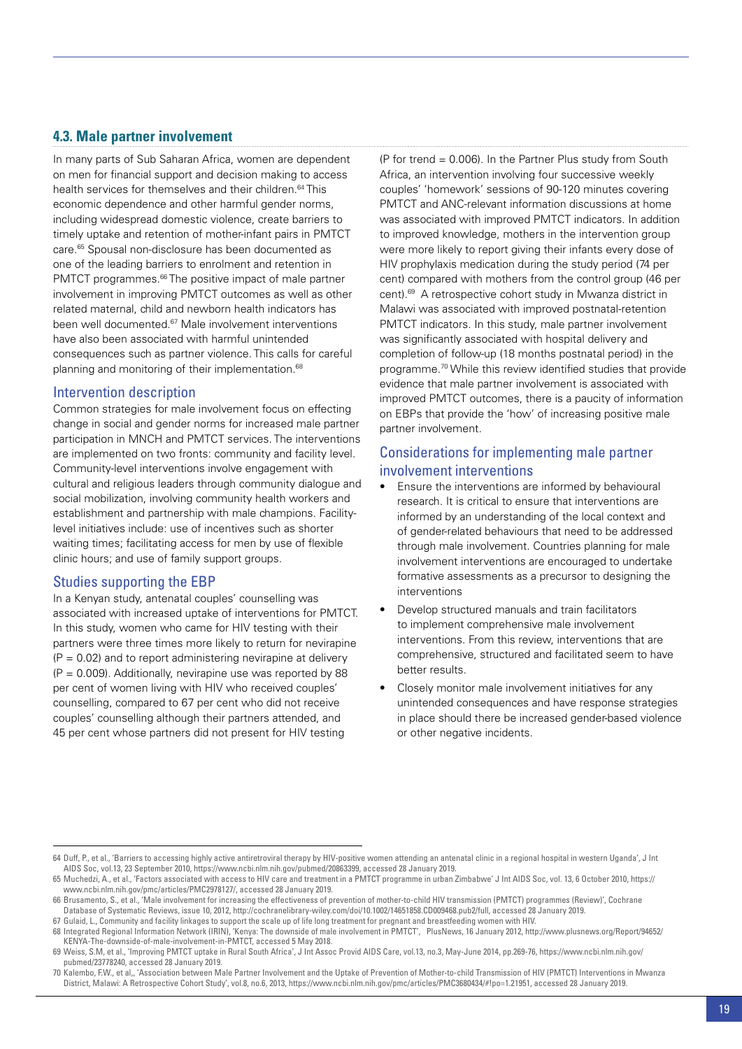## 4.3. Male partner involvement

In many parts of Sub Saharan Africa, women are dependent on men for financial support and decision making to access health services for themselves and their children.[64] This economic dependence and other harmful gender norms, including widespread domestic violence, create barriers to timely uptake and retention of mother-infant pairs in PMTCT care.[65] Spousal non-disclosure has been documented as one of the leading barriers to enrolment and retention in PMTCT programmes.[66] The positive impact of male partner involvement in improving PMTCT outcomes as well as other related maternal, child and newborn health indicators has been well documented.[67] Male involvement interventions have also been associated with harmful unintended consequences such as partner violence. This calls for careful planning and monitoring of their implementation.[68]

### Intervention description

Common strategies for male involvement focus on effecting change in social and gender norms for increased male partner participation in MNCH and PMTCT services. The interventions are implemented on two fronts: community and facility level. Community-level interventions involve engagement with cultural and religious leaders through community dialogue and social mobilization, involving community health workers and establishment and partnership with male champions. Facility-level initiatives include: use of incentives such as shorter waiting times; facilitating access for men by use of flexible clinic hours; and use of family support groups.

### Studies supporting the EBP

In a Kenyan study, antenatal couples' counselling was associated with increased uptake of interventions for PMTCT. In this study, women who came for HIV testing with their partners were three times more likely to return for nevirapine (P = 0.02) and to report administering nevirapine at delivery (P = 0.009). Additionally, nevirapine use was reported by 88 per cent of women living with HIV who received couples' counselling, compared to 67 per cent who did not receive couples' counselling although their partners attended, and 45 per cent whose partners did not present for HIV testing (P for trend = 0.006). In the Partner Plus study from South Africa, an intervention involving four successive weekly couples' 'homework' sessions of 90-120 minutes covering PMTCT and ANC-relevant information discussions at home was associated with improved PMTCT indicators. In addition to improved knowledge, mothers in the intervention group were more likely to report giving their infants every dose of HIV prophylaxis medication during the study period (74 per cent) compared with mothers from the control group (46 per cent).[69] A retrospective cohort study in Mwanza district in Malawi was associated with improved postnatal-retention PMTCT indicators. In this study, male partner involvement was significantly associated with hospital delivery and completion of follow-up (18 months postnatal period) in the programme.[70] While this review identified studies that provide evidence that male partner involvement is associated with improved PMTCT outcomes, there is a paucity of information on EBPs that provide the 'how' of increasing positive male partner involvement.

### Considerations for implementing male partner involvement interventions

- Ensure the interventions are informed by behavioural research. It is critical to ensure that interventions are informed by an understanding of the local context and of gender-related behaviours that need to be addressed through male involvement. Countries planning for male involvement interventions are encouraged to undertake formative assessments as a precursor to designing the interventions
- Develop structured manuals and train facilitators to implement comprehensive male involvement interventions. From this review, interventions that are comprehensive, structured and facilitated seem to have better results.
- Closely monitor male involvement initiatives for any unintended consequences and have response strategies in place should there be increased gender-based violence or other negative incidents.

---

64 Duff, P., et al., 'Barriers to accessing highly active antiretroviral therapy by HIV-positive women attending an antenatal clinic in a regional hospital in western Uganda', J Int AIDS Soc, vol.13, 23 September 2010, https://www.ncbi.nlm.nih.gov/pubmed/20863399, accessed 28 January 2019.

65 Muchedzi, A., et al., 'Factors associated with access to HIV care and treatment in a PMTCT programme in urban Zimbabwe' J Int AIDS Soc, vol. 13, 6 October 2010, https://www.ncbi.nlm.nih.gov/pmc/articles/PMC2978127/, accessed 28 January 2019.

66 Brusamento, S., et al., 'Male involvement for increasing the effectiveness of prevention of mother-to-child HIV transmission (PMTCT) programmes (Review)', Cochrane Database of Systematic Reviews, issue 10, 2012, http://cochranelibrary-wiley.com/doi/10.1002/14651858.CD009468.pub2/full, accessed 28 January 2019.

67 Gulaid, L., Community and facility linkages to support the scale up of life long treatment for pregnant and breastfeeding women with HIV.

68 Integrated Regional Information Network (IRIN), 'Kenya: The downside of male involvement in PMTCT', PlusNews, 16 January 2012, http://www.plusnews.org/Report/94652/KENYA-The-downside-of-male-involvement-in-PMTCT, accessed 5 May 2018.

69 Weiss, S.M, et al., 'Improving PMTCT uptake in Rural South Africa', J Int Assoc Provid AIDS Care, vol.13, no.3, May-June 2014, pp.269-76, https://www.ncbi.nlm.nih.gov/pubmed/23778240, accessed 28 January 2019.

70 Kalembo, F.W., et al,, 'Association between Male Partner Involvement and the Uptake of Prevention of Mother-to-child Transmission of HIV (PMTCT) Interventions in Mwanza District, Malawi: A Retrospective Cohort Study', vol.8, no.6, 2013, https://www.ncbi.nlm.nih.gov/pmc/articles/PMC3680434/#!po=1.21951, accessed 28 January 2019.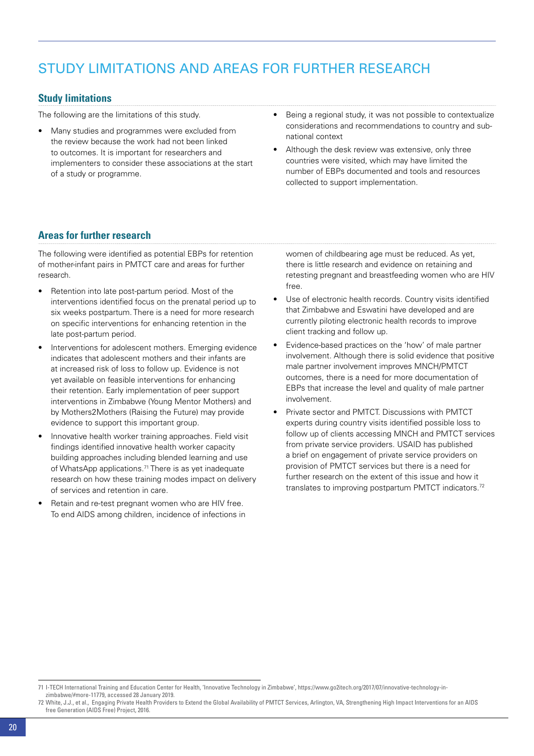# STUDY LIMITATIONS AND AREAS FOR FURTHER RESEARCH

## Study limitations

The following are the limitations of this study.

- Many studies and programmes were excluded from the review because the work had not been linked to outcomes. It is important for researchers and implementers to consider these associations at the start of a study or programme.
- Being a regional study, it was not possible to contextualize considerations and recommendations to country and sub-national context
- Although the desk review was extensive, only three countries were visited, which may have limited the number of EBPs documented and tools and resources collected to support implementation.

## Areas for further research

The following were identified as potential EBPs for retention of mother-infant pairs in PMTCT care and areas for further research.

- Retention into late post-partum period. Most of the interventions identified focus on the prenatal period up to six weeks postpartum. There is a need for more research on specific interventions for enhancing retention in the late post-partum period.
- Interventions for adolescent mothers. Emerging evidence indicates that adolescent mothers and their infants are at increased risk of loss to follow up. Evidence is not yet available on feasible interventions for enhancing their retention. Early implementation of peer support interventions in Zimbabwe (Young Mentor Mothers) and by Mothers2Mothers (Raising the Future) may provide evidence to support this important group.
- Innovative health worker training approaches. Field visit findings identified innovative health worker capacity building approaches including blended learning and use of WhatsApp applications.[71] There is as yet inadequate research on how these training modes impact on delivery of services and retention in care.
- Retain and re-test pregnant women who are HIV free. To end AIDS among children, incidence of infections in women of childbearing age must be reduced. As yet, there is little research and evidence on retaining and retesting pregnant and breastfeeding women who are HIV free.
- Use of electronic health records. Country visits identified that Zimbabwe and Eswatini have developed and are currently piloting electronic health records to improve client tracking and follow up.
- Evidence-based practices on the 'how' of male partner involvement. Although there is solid evidence that positive male partner involvement improves MNCH/PMTCT outcomes, there is a need for more documentation of EBPs that increase the level and quality of male partner involvement.
- Private sector and PMTCT. Discussions with PMTCT experts during country visits identified possible loss to follow up of clients accessing MNCH and PMTCT services from private service providers. USAID has published a brief on engagement of private service providers on provision of PMTCT services but there is a need for further research on the extent of this issue and how it translates to improving postpartum PMTCT indicators.[72]

---

71 I-TECH International Training and Education Center for Health, 'Innovative Technology in Zimbabwe', https://www.go2itech.org/2017/07/innovative-technology-in-zimbabwe/#more-11779, accessed 28 January 2019.

72 White, J.J., et al., Engaging Private Health Providers to Extend the Global Availability of PMTCT Services, Arlington, VA, Strengthening High Impact Interventions for an AIDS free Generation (AIDS Free) Project, 2016.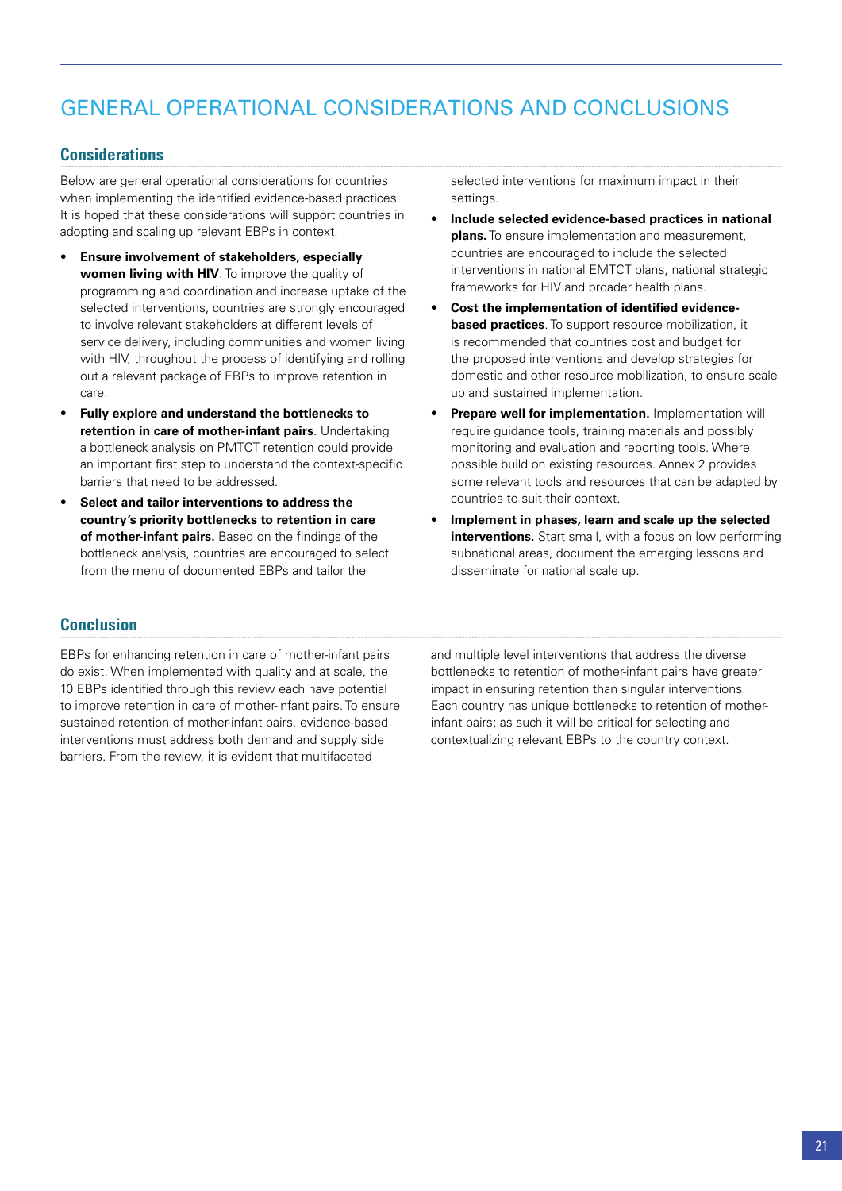# GENERAL OPERATIONAL CONSIDERATIONS AND CONCLUSIONS

## Considerations

Below are general operational considerations for countries when implementing the identified evidence-based practices. It is hoped that these considerations will support countries in adopting and scaling up relevant EBPs in context.

- **Ensure involvement of stakeholders, especially women living with HIV**. To improve the quality of programming and coordination and increase uptake of the selected interventions, countries are strongly encouraged to involve relevant stakeholders at different levels of service delivery, including communities and women living with HIV, throughout the process of identifying and rolling out a relevant package of EBPs to improve retention in care.
- **Fully explore and understand the bottlenecks to retention in care of mother-infant pairs**. Undertaking a bottleneck analysis on PMTCT retention could provide an important first step to understand the context-specific barriers that need to be addressed.
- **Select and tailor interventions to address the country's priority bottlenecks to retention in care of mother-infant pairs.** Based on the findings of the bottleneck analysis, countries are encouraged to select from the menu of documented EBPs and tailor the selected interventions for maximum impact in their settings.
- **Include selected evidence-based practices in national plans.** To ensure implementation and measurement, countries are encouraged to include the selected interventions in national EMTCT plans, national strategic frameworks for HIV and broader health plans.
- **Cost the implementation of identified evidence-based practices**. To support resource mobilization, it is recommended that countries cost and budget for the proposed interventions and develop strategies for domestic and other resource mobilization, to ensure scale up and sustained implementation.
- **Prepare well for implementation.** Implementation will require guidance tools, training materials and possibly monitoring and evaluation and reporting tools. Where possible build on existing resources. Annex 2 provides some relevant tools and resources that can be adapted by countries to suit their context.
- **Implement in phases, learn and scale up the selected interventions.** Start small, with a focus on low performing subnational areas, document the emerging lessons and disseminate for national scale up.

## Conclusion

EBPs for enhancing retention in care of mother-infant pairs do exist. When implemented with quality and at scale, the 10 EBPs identified through this review each have potential to improve retention in care of mother-infant pairs. To ensure sustained retention of mother-infant pairs, evidence-based interventions must address both demand and supply side barriers. From the review, it is evident that multifaceted and multiple level interventions that address the diverse bottlenecks to retention of mother-infant pairs have greater impact in ensuring retention than singular interventions. Each country has unique bottlenecks to retention of mother-infant pairs; as such it will be critical for selecting and contextualizing relevant EBPs to the country context.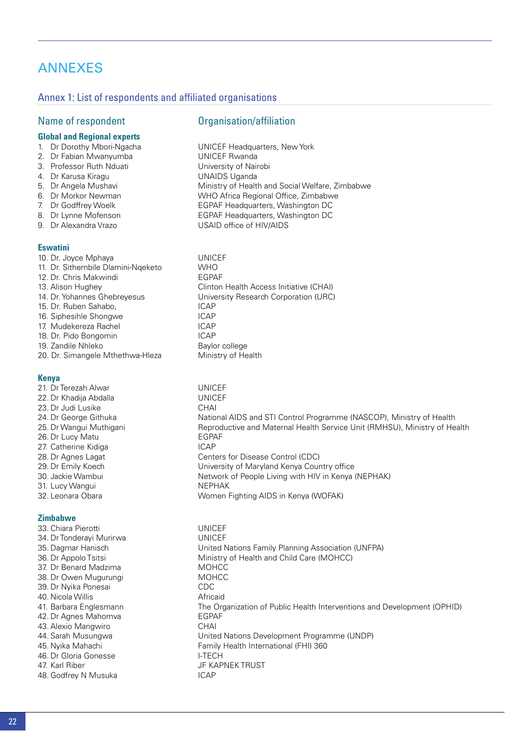# ANNEXES

## Annex 1: List of respondents and affiliated organisations

| Name of respondent | Organisation/affiliation |
|---|---|
| **Global and Regional experts** | |
| 1. Dr Dorothy Mbori-Ngacha | UNICEF Headquarters, New York |
| 2. Dr Fabian Mwanyumba | UNICEF Rwanda |
| 3. Professor Ruth Nduati | University of Nairobi |
| 4. Dr Karusa Kiragu | UNAIDS Uganda |
| 5. Dr Angela Mushavi | Ministry of Health and Social Welfare, Zimbabwe |
| 6. Dr Morkor Newman | WHO Africa Regional Office, Zimbabwe |
| 7. Dr Godffrey Woelk | EGPAF Headquarters, Washington DC |
| 8. Dr Lynne Mofenson | EGPAF Headquarters, Washington DC |
| 9. Dr Alexandra Vrazo | USAID office of HIV/AIDS |
| **Eswatini** | |
| 10. Dr. Joyce Mphaya | UNICEF |
| 11. Dr. Sithembile Dlamini-Nqeketo | WHO |
| 12. Dr. Chris Makwindi | EGPAF |
| 13. Alison Hughey | Clinton Health Access Initiative (CHAI) |
| 14. Dr. Yohannes Ghebreyesus | University Research Corporation (URC) |
| 15. Dr. Ruben Sahabo, | ICAP |
| 16. Siphesihle Shongwe | ICAP |
| 17. Mudekereza Rachel | ICAP |
| 18. Dr. Pido Bongomin | ICAP |
| 19. Zandile Nhleko | Baylor college |
| 20. Dr. Simangele Mthethwa-Hleza | Ministry of Health |
| **Kenya** | |
| 21. Dr Terezah Alwar | UNICEF |
| 22. Dr Khadija Abdalla | UNICEF |
| 23. Dr Judi Lusike | CHAI |
| 24. Dr George Githuka | National AIDS and STI Control Programme (NASCOP), Ministry of Health |
| 25. Dr Wangui Muthigani | Reproductive and Maternal Health Service Unit (RMHSU), Ministry of Health |
| 26. Dr Lucy Matu | EGPAF |
| 27. Catherine Kidiga | ICAP |
| 28. Dr Agnes Lagat | Centers for Disease Control (CDC) |
| 29. Dr Emily Koech | University of Maryland Kenya Country office |
| 30. Jackie Wambui | Network of People Living with HIV in Kenya (NEPHAK) |
| 31. Lucy Wangui | NEPHAK |
| 32. Leonara Obara | Women Fighting AIDS in Kenya (WOFAK) |
| **Zimbabwe** | |
| 33. Chiara Pierotti | UNICEF |
| 34. Dr Tonderayi Murirwa | UNICEF |
| 35. Dagmar Hanisch | United Nations Family Planning Association (UNFPA) |
| 36. Dr Appolo Tsitsi | Ministry of Health and Child Care (MOHCC) |
| 37. Dr Benard Madzima | MOHCC |
| 38. Dr Owen Mugurungi | MOHCC |
| 39. Dr Nyika Ponesai | CDC |
| 40. Nicola Willis | Africaid |
| 41. Barbara Englesmann | The Organization of Public Health Interventions and Development (OPHID) |
| 42. Dr Agnes Mahomva | EGPAF |
| 43. Alexio Mangwiro | CHAI |
| 44. Sarah Musungwa | United Nations Development Programme (UNDP) |
| 45. Nyika Mahachi | Family Health International (FHI) 360 |
| 46. Dr Gloria Gonesse | I-TECH |
| 47. Karl Riber | JF KAPNEK TRUST |
| 48. Godfrey N Musuka | ICAP |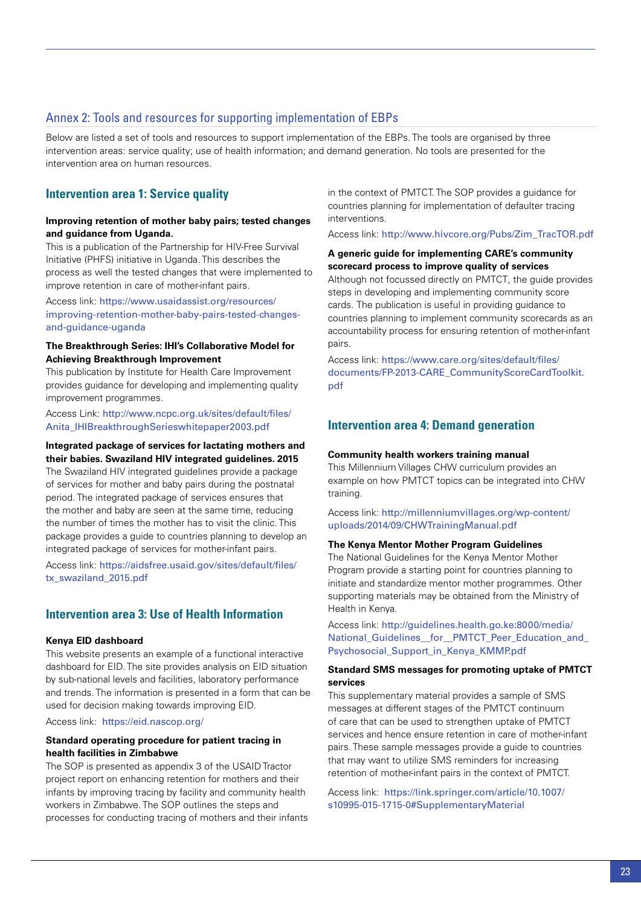## Annex 2: Tools and resources for supporting implementation of EBPs

Below are listed a set of tools and resources to support implementation of the EBPs. The tools are organised by three intervention areas: service quality; use of health information; and demand generation. No tools are presented for the intervention area on human resources.

### Intervention area 1: Service quality

**Improving retention of mother baby pairs; tested changes and guidance from Uganda.**

This is a publication of the Partnership for HIV-Free Survival Initiative (PHFS) initiative in Uganda. This describes the process as well the tested changes that were implemented to improve retention in care of mother-infant pairs.

Access link: https://www.usaidassist.org/resources/improving-retention-mother-baby-pairs-tested-changes-and-guidance-uganda

**The Breakthrough Series: IHI's Collaborative Model for Achieving Breakthrough Improvement**

This publication by Institute for Health Care Improvement provides guidance for developing and implementing quality improvement programmes.

Access Link: http://www.ncpc.org.uk/sites/default/files/Anita_IHIBreakthroughSerieswhitepaper2003.pdf

**Integrated package of services for lactating mothers and their babies. Swaziland HIV integrated guidelines. 2015**

The Swaziland HIV integrated guidelines provide a package of services for mother and baby pairs during the postnatal period. The integrated package of services ensures that the mother and baby are seen at the same time, reducing the number of times the mother has to visit the clinic. This package provides a guide to countries planning to develop an integrated package of services for mother-infant pairs.

Access link: https://aidsfree.usaid.gov/sites/default/files/tx_swaziland_2015.pdf

### Intervention area 3: Use of Health Information

**Kenya EID dashboard**

This website presents an example of a functional interactive dashboard for EID. The site provides analysis on EID situation by sub-national levels and facilities, laboratory performance and trends. The information is presented in a form that can be used for decision making towards improving EID.

Access link: https://eid.nascop.org/

**Standard operating procedure for patient tracing in health facilities in Zimbabwe**

The SOP is presented as appendix 3 of the USAID Tractor project report on enhancing retention for mothers and their infants by improving tracing by facility and community health workers in Zimbabwe. The SOP outlines the steps and processes for conducting tracing of mothers and their infants in the context of PMTCT. The SOP provides a guidance for countries planning for implementation of defaulter tracing interventions.

Access link: http://www.hivcore.org/Pubs/Zim_TracTOR.pdf

**A generic guide for implementing CARE's community scorecard process to improve quality of services**

Although not focussed directly on PMTCT, the guide provides steps in developing and implementing community score cards. The publication is useful in providing guidance to countries planning to implement community scorecards as an accountability process for ensuring retention of mother-infant pairs.

Access link: https://www.care.org/sites/default/files/documents/FP-2013-CARE_CommunityScoreCardToolkit.pdf

### Intervention area 4: Demand generation

**Community health workers training manual**

This Millennium Villages CHW curriculum provides an example on how PMTCT topics can be integrated into CHW training.

Access link: http://millenniumvillages.org/wp-content/uploads/2014/09/CHWTrainingManual.pdf

**The Kenya Mentor Mother Program Guidelines**

The National Guidelines for the Kenya Mentor Mother Program provide a starting point for countries planning to initiate and standardize mentor mother programmes. Other supporting materials may be obtained from the Ministry of Health in Kenya.

Access link: http://guidelines.health.go.ke:8000/media/National_Guidelines__for__PMTCT_Peer_Education_and_Psychosocial_Support_in_Kenya_KMMP.pdf

**Standard SMS messages for promoting uptake of PMTCT services**

This supplementary material provides a sample of SMS messages at different stages of the PMTCT continuum of care that can be used to strengthen uptake of PMTCT services and hence ensure retention in care of mother-infant pairs. These sample messages provide a guide to countries that may want to utilize SMS reminders for increasing retention of mother-infant pairs in the context of PMTCT.

Access link: https://link.springer.com/article/10.1007/s10995-015-1715-0#SupplementaryMaterial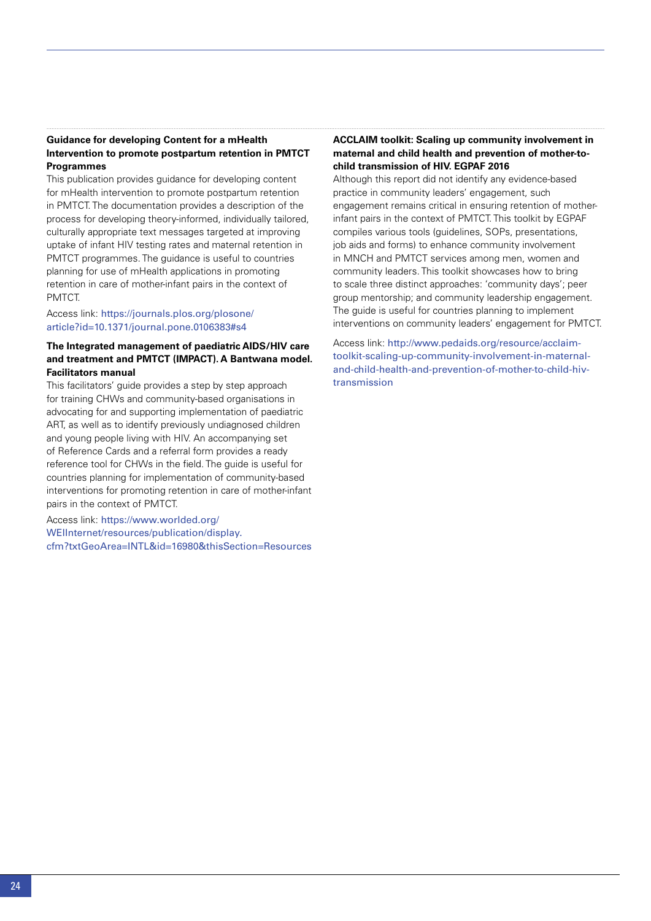**Guidance for developing Content for a mHealth Intervention to promote postpartum retention in PMTCT Programmes**

This publication provides guidance for developing content for mHealth intervention to promote postpartum retention in PMTCT. The documentation provides a description of the process for developing theory-informed, individually tailored, culturally appropriate text messages targeted at improving uptake of infant HIV testing rates and maternal retention in PMTCT programmes. The guidance is useful to countries planning for use of mHealth applications in promoting retention in care of mother-infant pairs in the context of PMTCT.

Access link: https://journals.plos.org/plosone/article?id=10.1371/journal.pone.0106383#s4

**The Integrated management of paediatric AIDS/HIV care and treatment and PMTCT (IMPACT). A Bantwana model. Facilitators manual**

This facilitators' guide provides a step by step approach for training CHWs and community-based organisations in advocating for and supporting implementation of paediatric ART, as well as to identify previously undiagnosed children and young people living with HIV. An accompanying set of Reference Cards and a referral form provides a ready reference tool for CHWs in the field. The guide is useful for countries planning for implementation of community-based interventions for promoting retention in care of mother-infant pairs in the context of PMTCT.

Access link: https://www.worlded.org/WEIInternet/resources/publication/display.cfm?txtGeoArea=INTL&id=16980&thisSection=Resources

**ACCLAIM toolkit: Scaling up community involvement in maternal and child health and prevention of mother-to-child transmission of HIV. EGPAF 2016**

Although this report did not identify any evidence-based practice in community leaders' engagement, such engagement remains critical in ensuring retention of mother-infant pairs in the context of PMTCT. This toolkit by EGPAF compiles various tools (guidelines, SOPs, presentations, job aids and forms) to enhance community involvement in MNCH and PMTCT services among men, women and community leaders. This toolkit showcases how to bring to scale three distinct approaches: 'community days'; peer group mentorship; and community leadership engagement. The guide is useful for countries planning to implement interventions on community leaders' engagement for PMTCT.

Access link: http://www.pedaids.org/resource/acclaim-toolkit-scaling-up-community-involvement-in-maternal-and-child-health-and-prevention-of-mother-to-child-hiv-transmission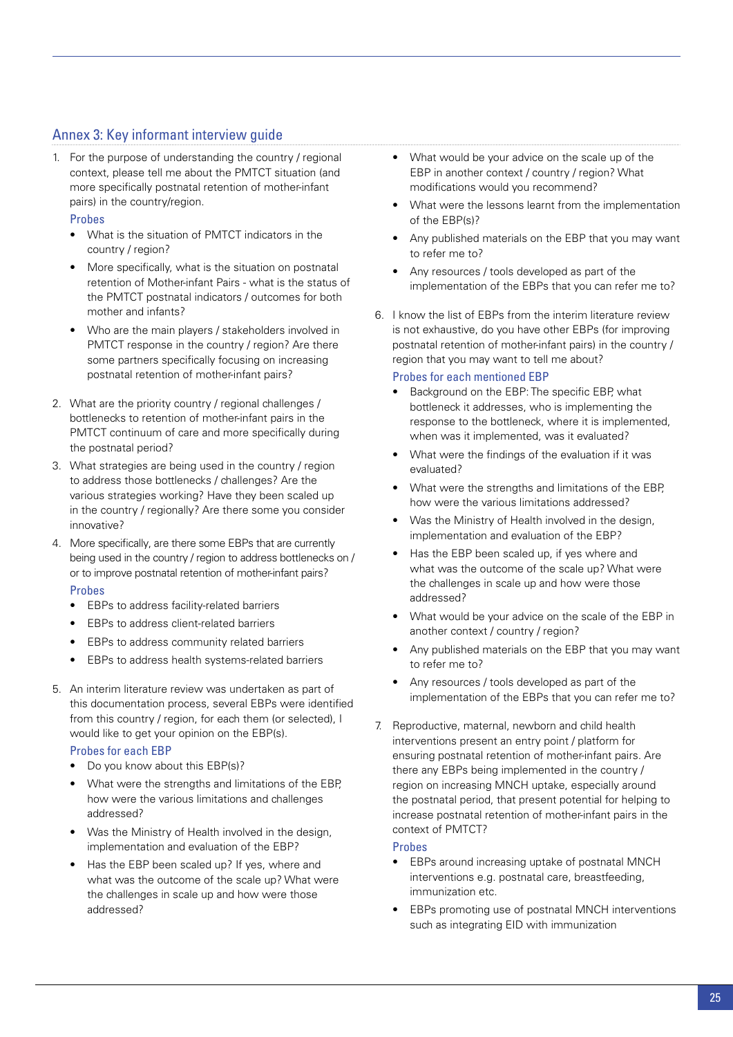## Annex 3: Key informant interview guide

1. For the purpose of understanding the country / regional context, please tell me about the PMTCT situation (and more specifically postnatal retention of mother-infant pairs) in the country/region.

   **Probes**

   - What is the situation of PMTCT indicators in the country / region?
   - More specifically, what is the situation on postnatal retention of Mother-infant Pairs - what is the status of the PMTCT postnatal indicators / outcomes for both mother and infants?
   - Who are the main players / stakeholders involved in PMTCT response in the country / region? Are there some partners specifically focusing on increasing postnatal retention of mother-infant pairs?

2. What are the priority country / regional challenges / bottlenecks to retention of mother-infant pairs in the PMTCT continuum of care and more specifically during the postnatal period?

3. What strategies are being used in the country / region to address those bottlenecks / challenges? Are the various strategies working? Have they been scaled up in the country / regionally? Are there some you consider innovative?

4. More specifically, are there some EBPs that are currently being used in the country / region to address bottlenecks on / or to improve postnatal retention of mother-infant pairs?

   **Probes**

   - EBPs to address facility-related barriers
   - EBPs to address client-related barriers
   - EBPs to address community related barriers
   - EBPs to address health systems-related barriers

5. An interim literature review was undertaken as part of this documentation process, several EBPs were identified from this country / region, for each them (or selected), I would like to get your opinion on the EBP(s).

   **Probes for each EBP**

   - Do you know about this EBP(s)?
   - What were the strengths and limitations of the EBP, how were the various limitations and challenges addressed?
   - Was the Ministry of Health involved in the design, implementation and evaluation of the EBP?
   - Has the EBP been scaled up? If yes, where and what was the outcome of the scale up? What were the challenges in scale up and how were those addressed?
   - What would be your advice on the scale up of the EBP in another context / country / region? What modifications would you recommend?
   - What were the lessons learnt from the implementation of the EBP(s)?
   - Any published materials on the EBP that you may want to refer me to?
   - Any resources / tools developed as part of the implementation of the EBPs that you can refer me to?

6. I know the list of EBPs from the interim literature review is not exhaustive, do you have other EBPs (for improving postnatal retention of mother-infant pairs) in the country / region that you may want to tell me about?

   **Probes for each mentioned EBP**

   - Background on the EBP: The specific EBP, what bottleneck it addresses, who is implementing the response to the bottleneck, where it is implemented, when was it implemented, was it evaluated?
   - What were the findings of the evaluation if it was evaluated?
   - What were the strengths and limitations of the EBP, how were the various limitations addressed?
   - Was the Ministry of Health involved in the design, implementation and evaluation of the EBP?
   - Has the EBP been scaled up, if yes where and what was the outcome of the scale up? What were the challenges in scale up and how were those addressed?
   - What would be your advice on the scale of the EBP in another context / country / region?
   - Any published materials on the EBP that you may want to refer me to?
   - Any resources / tools developed as part of the implementation of the EBPs that you can refer me to?

7. Reproductive, maternal, newborn and child health interventions present an entry point / platform for ensuring postnatal retention of mother-infant pairs. Are there any EBPs being implemented in the country / region on increasing MNCH uptake, especially around the postnatal period, that present potential for helping to increase postnatal retention of mother-infant pairs in the context of PMTCT?

   **Probes**

   - EBPs around increasing uptake of postnatal MNCH interventions e.g. postnatal care, breastfeeding, immunization etc.
   - EBPs promoting use of postnatal MNCH interventions such as integrating EID with immunization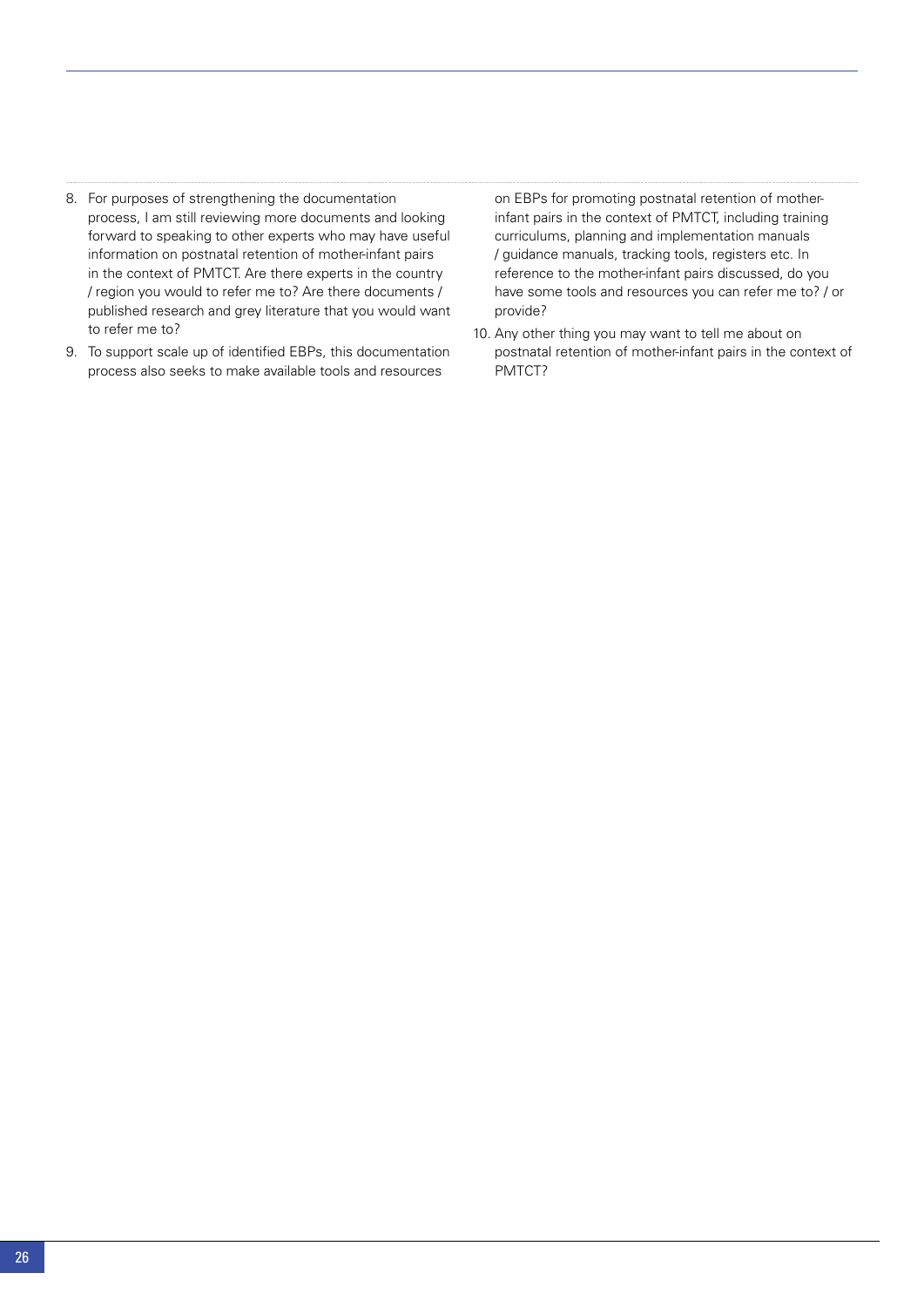8. For purposes of strengthening the documentation process, I am still reviewing more documents and looking forward to speaking to other experts who may have useful information on postnatal retention of mother-infant pairs in the context of PMTCT. Are there experts in the country / region you would to refer me to? Are there documents / published research and grey literature that you would want to refer me to?
9. To support scale up of identified EBPs, this documentation process also seeks to make available tools and resources on EBPs for promoting postnatal retention of mother-infant pairs in the context of PMTCT, including training curriculums, planning and implementation manuals / guidance manuals, tracking tools, registers etc. In reference to the mother-infant pairs discussed, do you have some tools and resources you can refer me to? / or provide?
10. Any other thing you may want to tell me about on postnatal retention of mother-infant pairs in the context of PMTCT?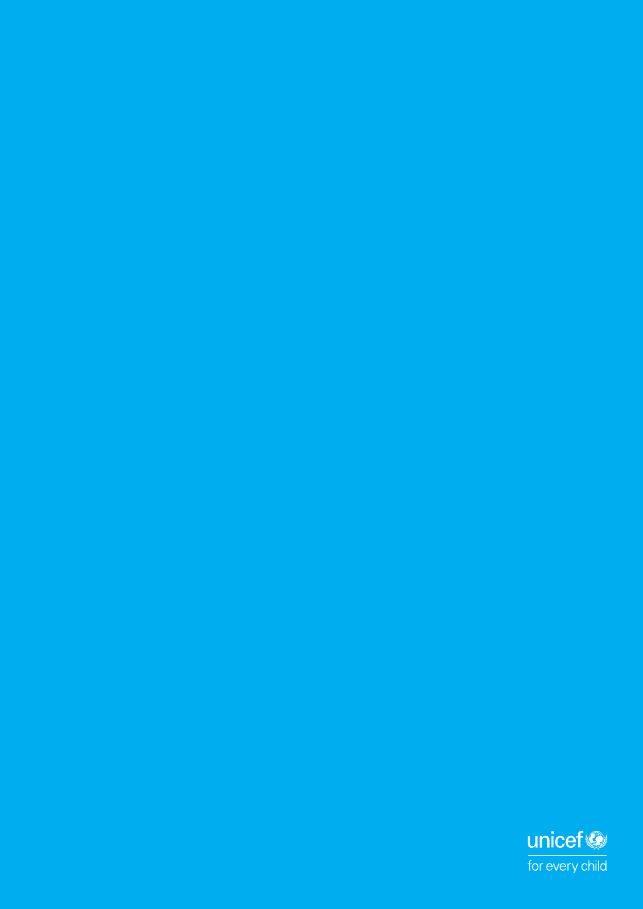unicef

for every child